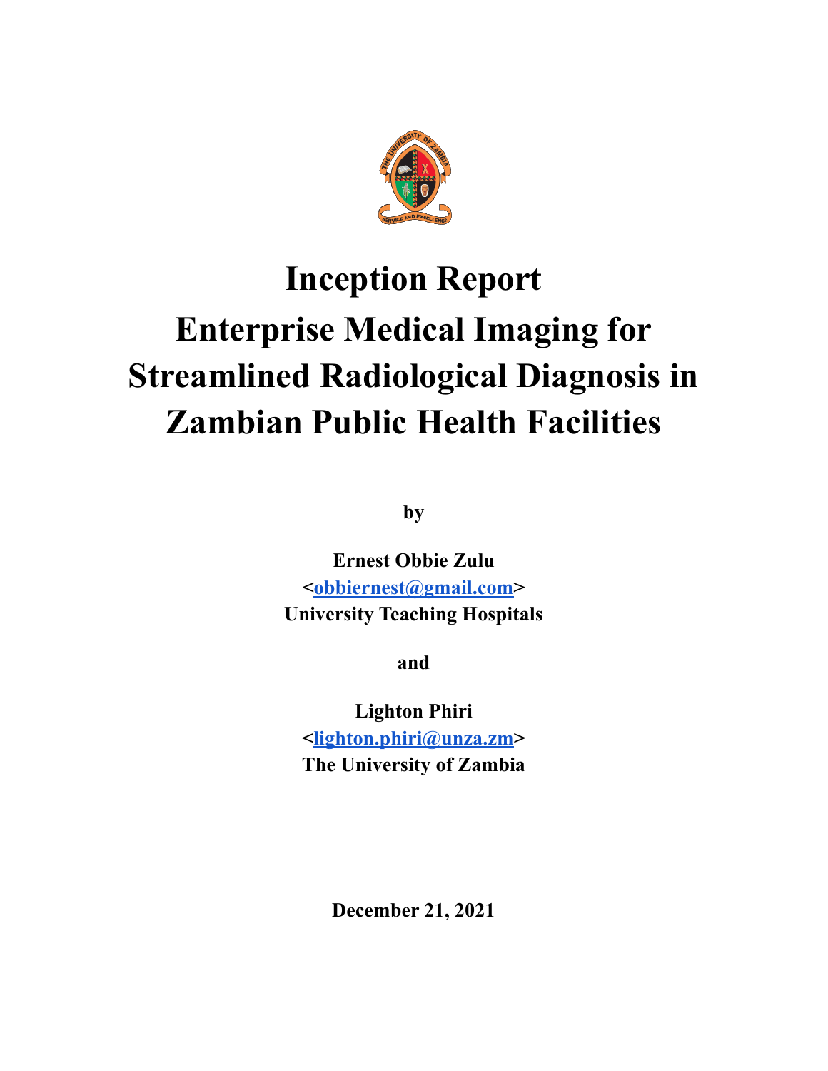# Inception Report
# Enterprise Medical Imaging for Streamlined Radiological Diagnosis in Zambian Public Health Facilities

**by**

**Ernest Obbie Zulu**
**<obbiernest@gmail.com>**
**University Teaching Hospitals**

**and**

**Lighton Phiri**
**<lighton.phiri@unza.zm>**
**The University of Zambia**

**December 21, 2021**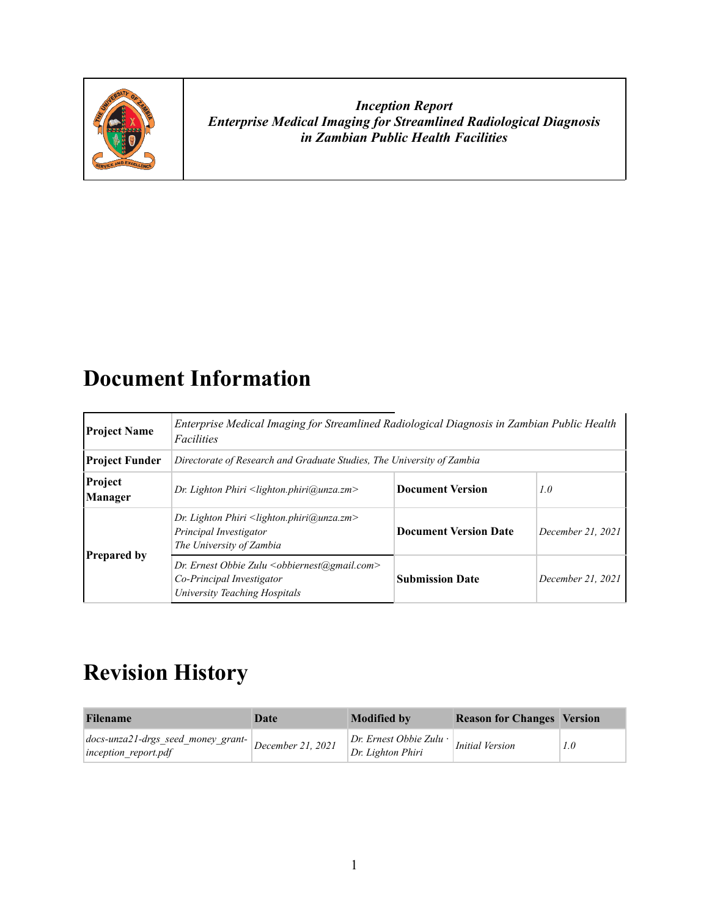| | *Inception Report*<br>*Enterprise Medical Imaging for Streamlined Radiological Diagnosis in Zambian Public Health Facilities* |
|---|---|

# Document Information

| **Project Name** | *Enterprise Medical Imaging for Streamlined Radiological Diagnosis in Zambian Public Health Facilities* | | |
|---|---|---|---|
| **Project Funder** | *Directorate of Research and Graduate Studies, The University of Zambia* | | |
| **Project Manager** | *Dr. Lighton Phiri <lighton.phiri@unza.zm>* | **Document Version** | *1.0* |
| **Prepared by** | *Dr. Lighton Phiri <lighton.phiri@unza.zm>*<br>*Principal Investigator*<br>*The University of Zambia* | **Document Version Date** | *December 21, 2021* |
| | *Dr. Ernest Obbie Zulu <obbiernest@gmail.com>*<br>*Co-Principal Investigator*<br>*University Teaching Hospitals* | **Submission Date** | *December 21, 2021* |

# Revision History

| Filename | Date | Modified by | Reason for Changes | Version |
|---|---|---|---|---|
| *docs-unza21-drgs_seed_money_grant-inception_report.pdf* | *December 21, 2021* | *Dr. Ernest Obbie Zulu · Dr. Lighton Phiri* | *Initial Version* | *1.0* |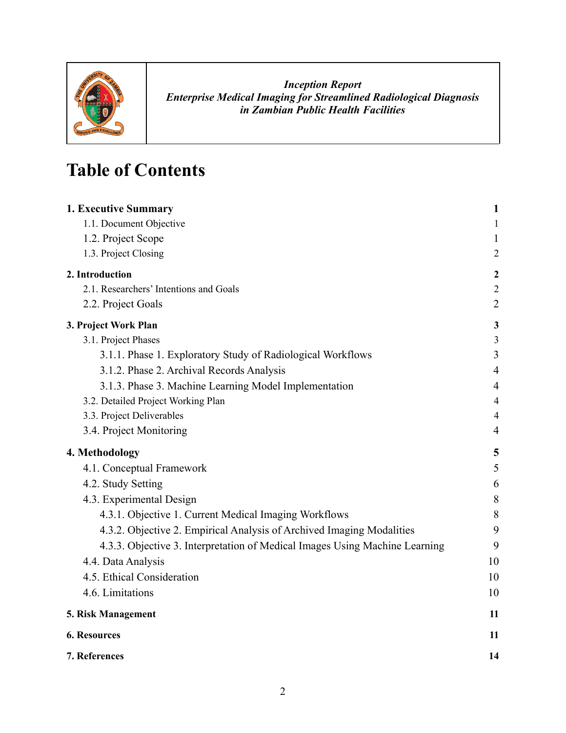*Inception Report*
***Enterprise Medical Imaging for Streamlined Radiological Diagnosis in Zambian Public Health Facilities***

# Table of Contents

| | |
|---|---|
| **1. Executive Summary** | **1** |
| 1.1. Document Objective | 1 |
| 1.2. Project Scope | 1 |
| 1.3. Project Closing | 2 |
| **2. Introduction** | **2** |
| 2.1. Researchers' Intentions and Goals | 2 |
| 2.2. Project Goals | 2 |
| **3. Project Work Plan** | **3** |
| 3.1. Project Phases | 3 |
| 3.1.1. Phase 1. Exploratory Study of Radiological Workflows | 3 |
| 3.1.2. Phase 2. Archival Records Analysis | 4 |
| 3.1.3. Phase 3. Machine Learning Model Implementation | 4 |
| 3.2. Detailed Project Working Plan | 4 |
| 3.3. Project Deliverables | 4 |
| 3.4. Project Monitoring | 4 |
| **4. Methodology** | **5** |
| 4.1. Conceptual Framework | 5 |
| 4.2. Study Setting | 6 |
| 4.3. Experimental Design | 8 |
| 4.3.1. Objective 1. Current Medical Imaging Workflows | 8 |
| 4.3.2. Objective 2. Empirical Analysis of Archived Imaging Modalities | 9 |
| 4.3.3. Objective 3. Interpretation of Medical Images Using Machine Learning | 9 |
| 4.4. Data Analysis | 10 |
| 4.5. Ethical Consideration | 10 |
| 4.6. Limitations | 10 |
| **5. Risk Management** | **11** |
| **6. Resources** | **11** |
| **7. References** | **14** |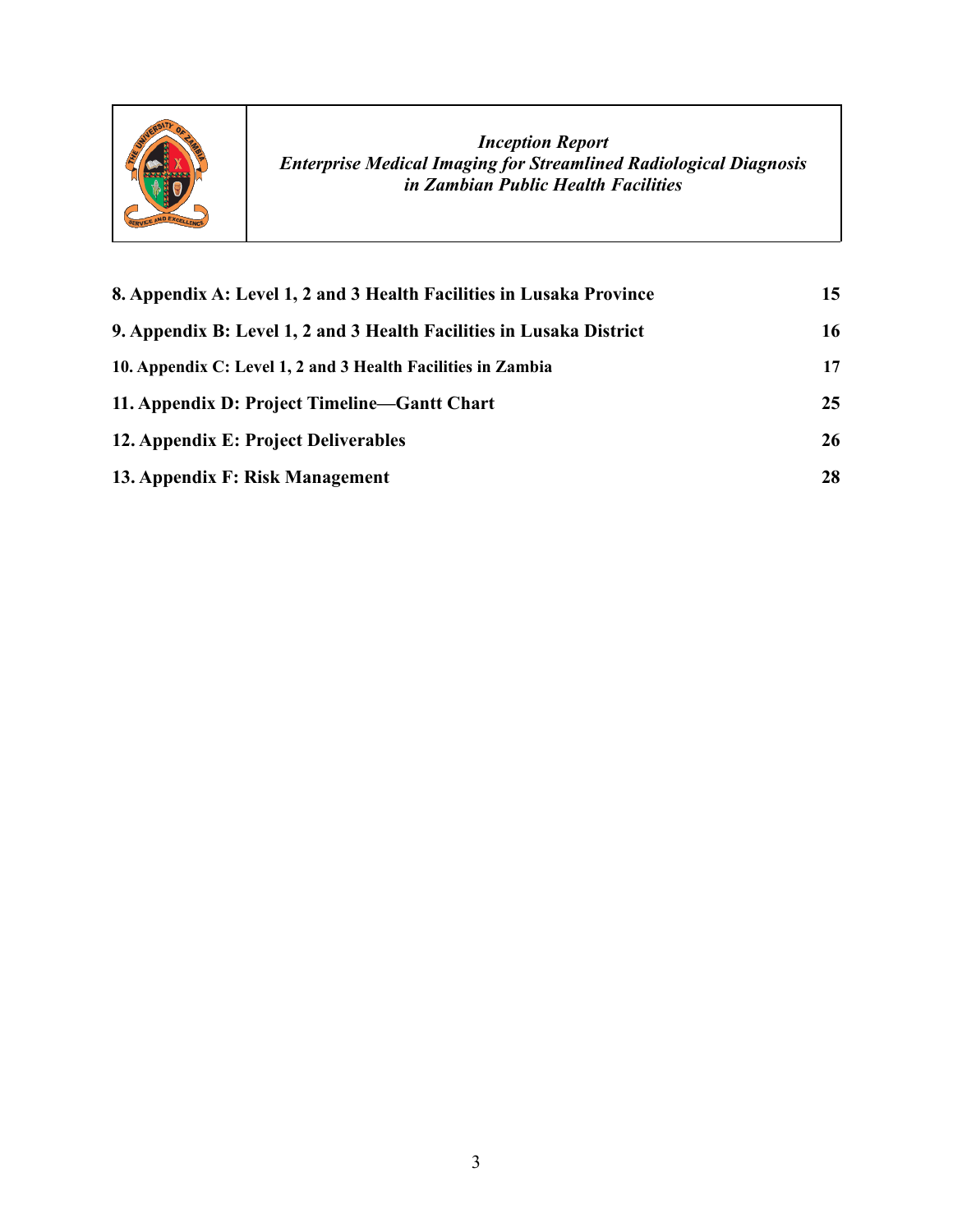| | |
|---|---|
| **8. Appendix A: Level 1, 2 and 3 Health Facilities in Lusaka Province** | **15** |
| **9. Appendix B: Level 1, 2 and 3 Health Facilities in Lusaka District** | **16** |
| **10. Appendix C: Level 1, 2 and 3 Health Facilities in Zambia** | **17** |
| **11. Appendix D: Project Timeline—Gantt Chart** | **25** |
| **12. Appendix E: Project Deliverables** | **26** |
| **13. Appendix F: Risk Management** | **28** |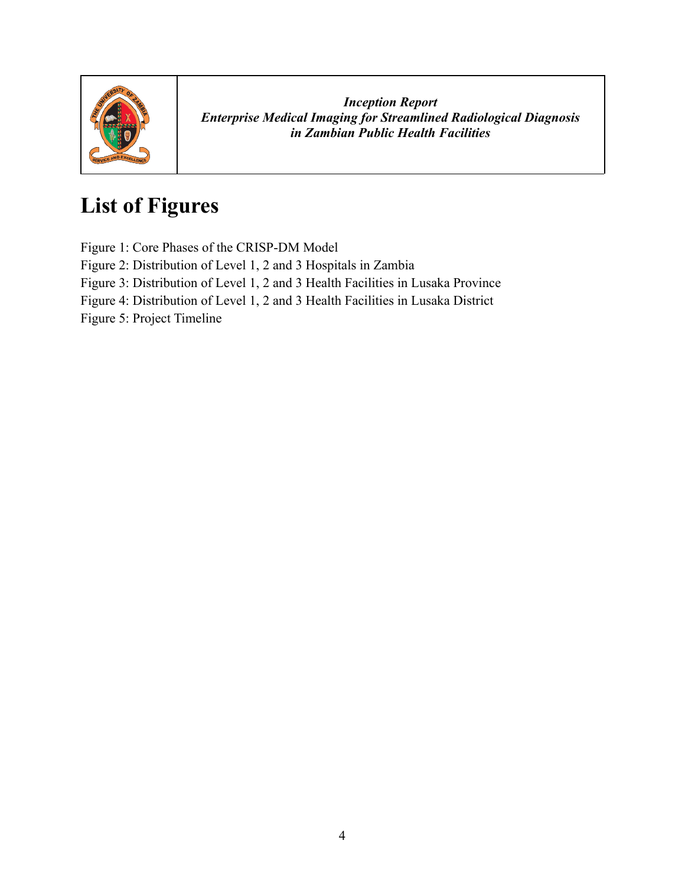# List of Figures

Figure 1: Core Phases of the CRISP-DM Model
Figure 2: Distribution of Level 1, 2 and 3 Hospitals in Zambia
Figure 3: Distribution of Level 1, 2 and 3 Health Facilities in Lusaka Province
Figure 4: Distribution of Level 1, 2 and 3 Health Facilities in Lusaka District
Figure 5: Project Timeline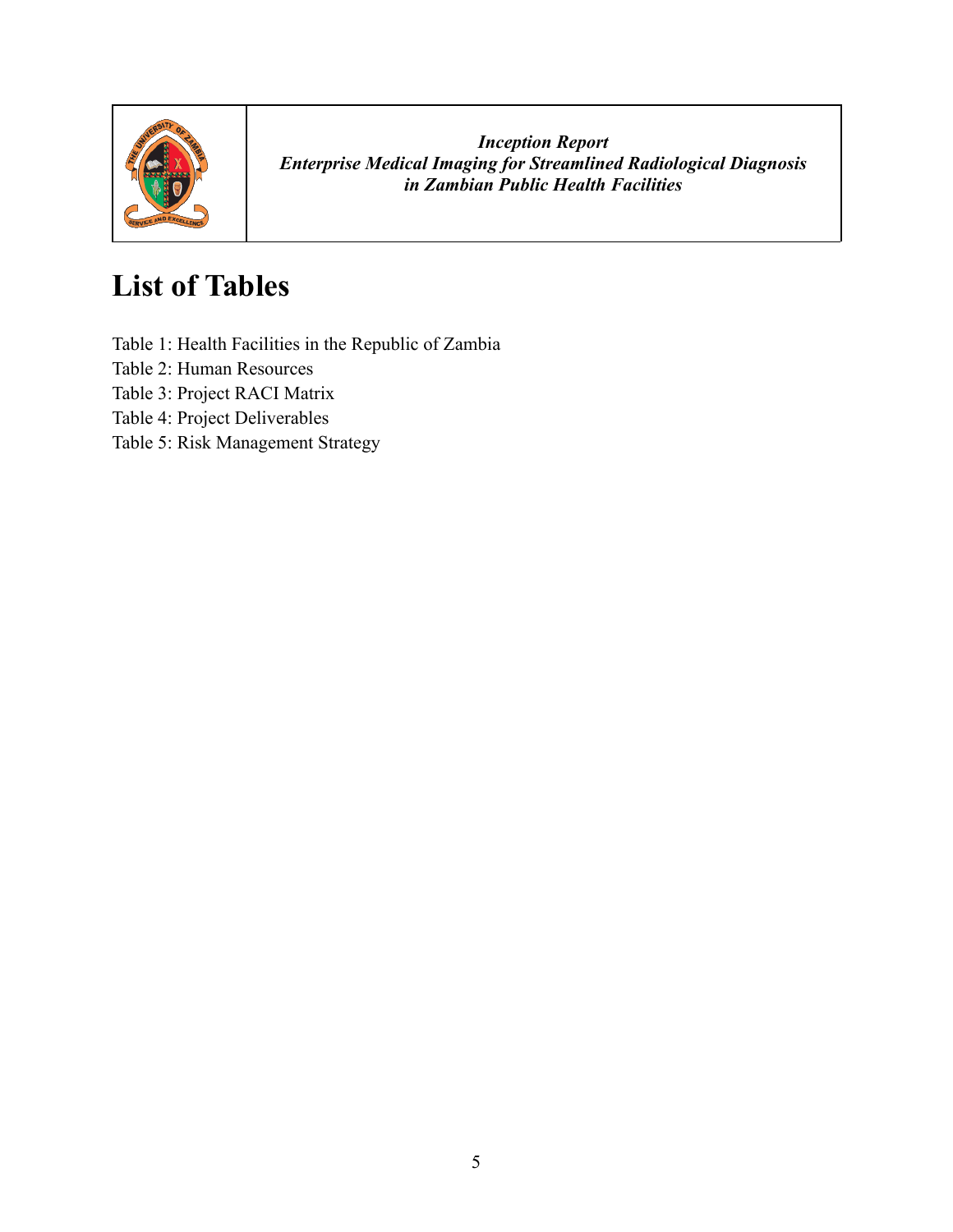# List of Tables

Table 1: Health Facilities in the Republic of Zambia
Table 2: Human Resources
Table 3: Project RACI Matrix
Table 4: Project Deliverables
Table 5: Risk Management Strategy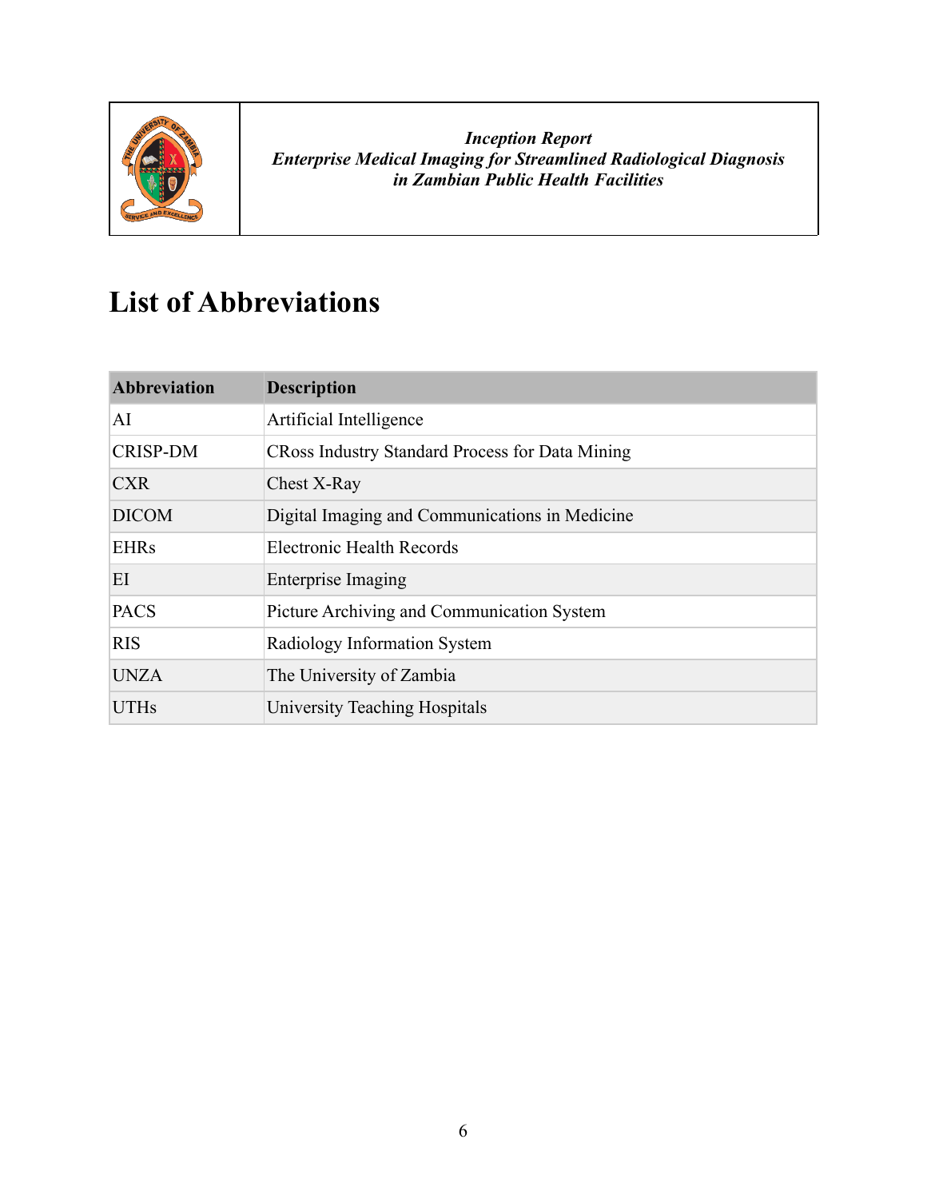# List of Abbreviations

| Abbreviation | Description |
|---|---|
| AI | Artificial Intelligence |
| CRISP-DM | CRoss Industry Standard Process for Data Mining |
| CXR | Chest X-Ray |
| DICOM | Digital Imaging and Communications in Medicine |
| EHRs | Electronic Health Records |
| EI | Enterprise Imaging |
| PACS | Picture Archiving and Communication System |
| RIS | Radiology Information System |
| UNZA | The University of Zambia |
| UTHs | University Teaching Hospitals |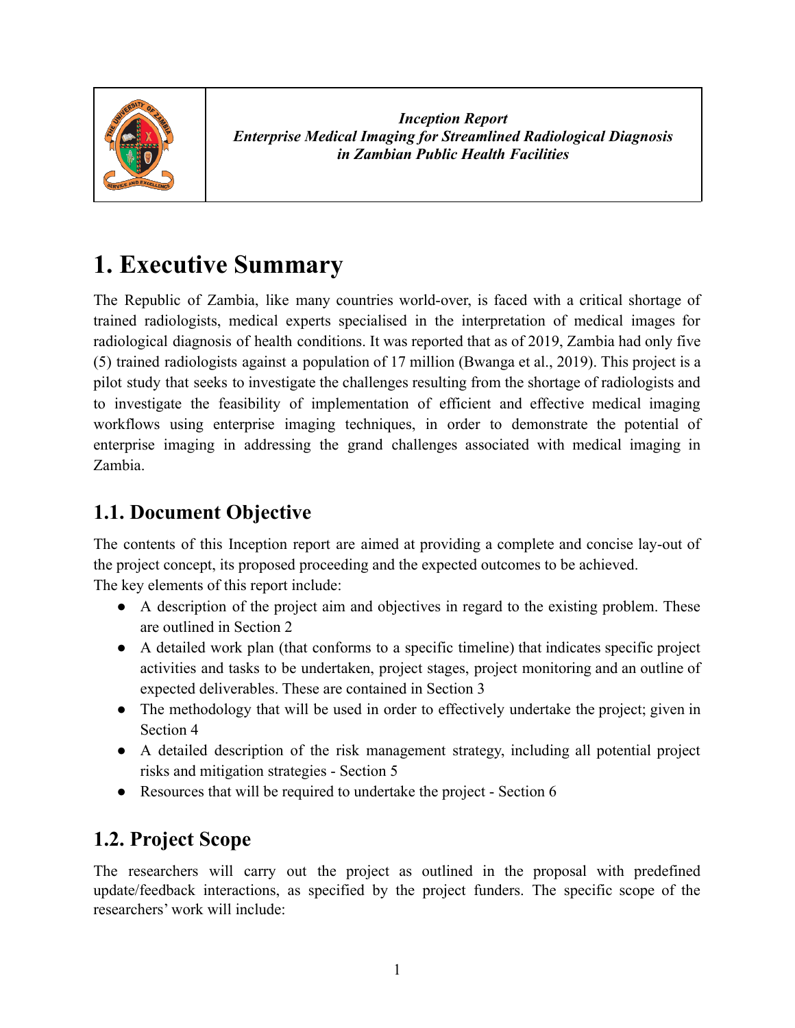| | *Inception Report* *Enterprise Medical Imaging for Streamlined Radiological Diagnosis in Zambian Public Health Facilities* |
|---|---|

# 1. Executive Summary

The Republic of Zambia, like many countries world-over, is faced with a critical shortage of trained radiologists, medical experts specialised in the interpretation of medical images for radiological diagnosis of health conditions. It was reported that as of 2019, Zambia had only five (5) trained radiologists against a population of 17 million (Bwanga et al., 2019). This project is a pilot study that seeks to investigate the challenges resulting from the shortage of radiologists and to investigate the feasibility of implementation of efficient and effective medical imaging workflows using enterprise imaging techniques, in order to demonstrate the potential of enterprise imaging in addressing the grand challenges associated with medical imaging in Zambia.

## 1.1. Document Objective

The contents of this Inception report are aimed at providing a complete and concise lay-out of the project concept, its proposed proceeding and the expected outcomes to be achieved.
The key elements of this report include:

- A description of the project aim and objectives in regard to the existing problem. These are outlined in Section 2
- A detailed work plan (that conforms to a specific timeline) that indicates specific project activities and tasks to be undertaken, project stages, project monitoring and an outline of expected deliverables. These are contained in Section 3
- The methodology that will be used in order to effectively undertake the project; given in Section 4
- A detailed description of the risk management strategy, including all potential project risks and mitigation strategies - Section 5
- Resources that will be required to undertake the project - Section 6

## 1.2. Project Scope

The researchers will carry out the project as outlined in the proposal with predefined update/feedback interactions, as specified by the project funders. The specific scope of the researchers' work will include: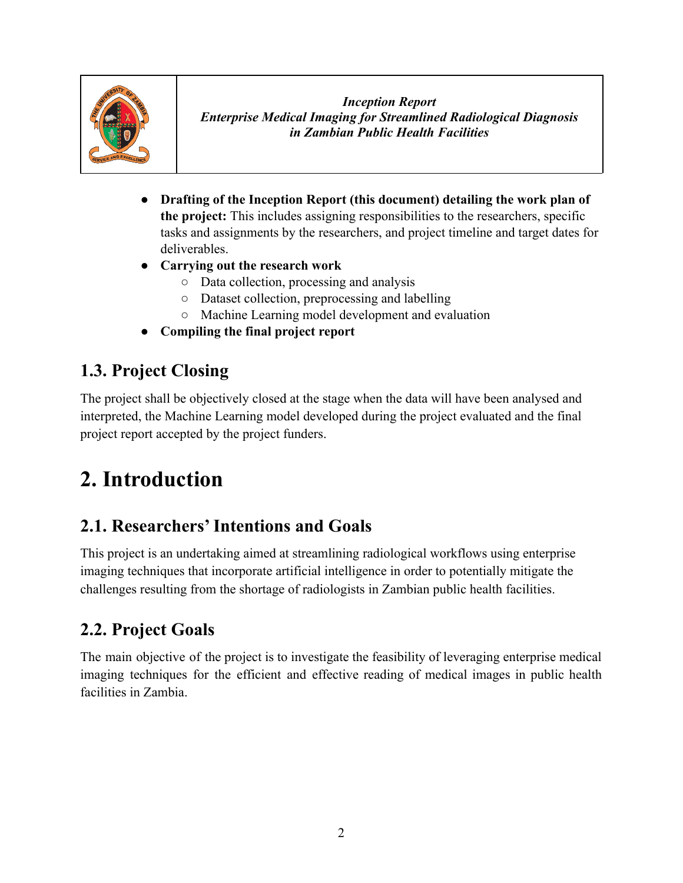- **Drafting of the Inception Report (this document) detailing the work plan of the project:** This includes assigning responsibilities to the researchers, specific tasks and assignments by the researchers, and project timeline and target dates for deliverables.
- **Carrying out the research work**
  - Data collection, processing and analysis
  - Dataset collection, preprocessing and labelling
  - Machine Learning model development and evaluation
- **Compiling the final project report**

## 1.3. Project Closing

The project shall be objectively closed at the stage when the data will have been analysed and interpreted, the Machine Learning model developed during the project evaluated and the final project report accepted by the project funders.

# 2. Introduction

## 2.1. Researchers' Intentions and Goals

This project is an undertaking aimed at streamlining radiological workflows using enterprise imaging techniques that incorporate artificial intelligence in order to potentially mitigate the challenges resulting from the shortage of radiologists in Zambian public health facilities.

## 2.2. Project Goals

The main objective of the project is to investigate the feasibility of leveraging enterprise medical imaging techniques for the efficient and effective reading of medical images in public health facilities in Zambia.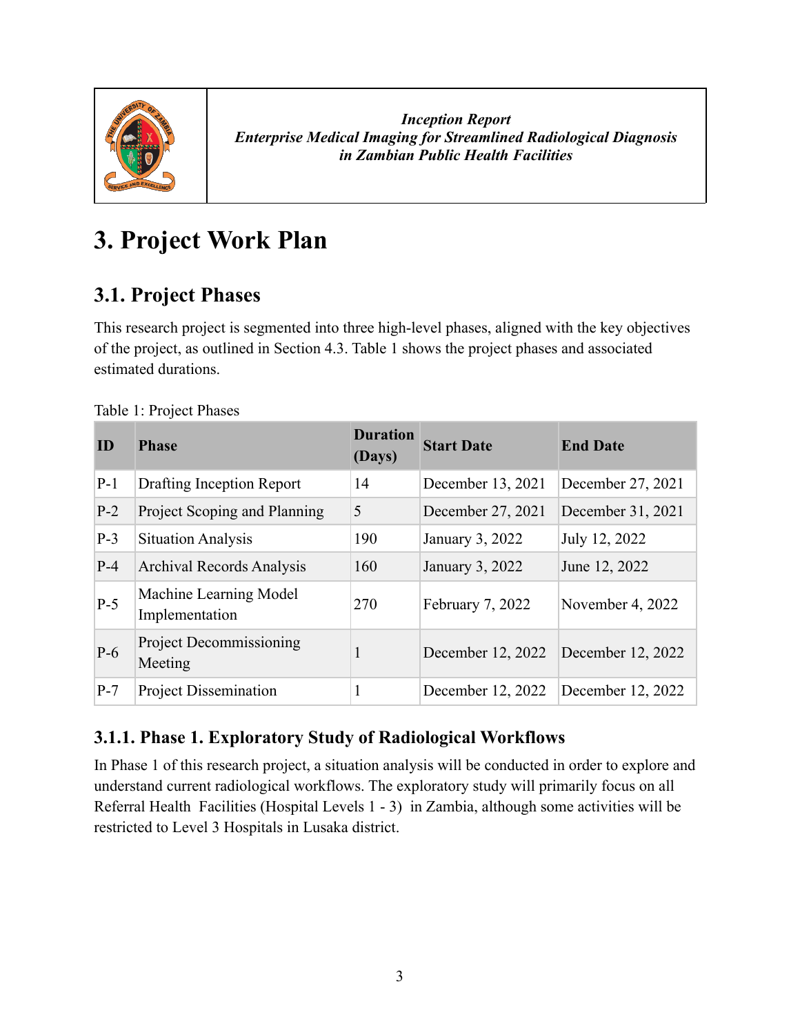# 3. Project Work Plan

## 3.1. Project Phases

This research project is segmented into three high-level phases, aligned with the key objectives of the project, as outlined in Section 4.3. Table 1 shows the project phases and associated estimated durations.

Table 1: Project Phases

| ID | Phase | Duration (Days) | Start Date | End Date |
|---|---|---|---|---|
| P-1 | Drafting Inception Report | 14 | December 13, 2021 | December 27, 2021 |
| P-2 | Project Scoping and Planning | 5 | December 27, 2021 | December 31, 2021 |
| P-3 | Situation Analysis | 190 | January 3, 2022 | July 12, 2022 |
| P-4 | Archival Records Analysis | 160 | January 3, 2022 | June 12, 2022 |
| P-5 | Machine Learning Model Implementation | 270 | February 7, 2022 | November 4, 2022 |
| P-6 | Project Decommissioning Meeting | 1 | December 12, 2022 | December 12, 2022 |
| P-7 | Project Dissemination | 1 | December 12, 2022 | December 12, 2022 |

### 3.1.1. Phase 1. Exploratory Study of Radiological Workflows

In Phase 1 of this research project, a situation analysis will be conducted in order to explore and understand current radiological workflows. The exploratory study will primarily focus on all Referral Health Facilities (Hospital Levels 1 - 3) in Zambia, although some activities will be restricted to Level 3 Hospitals in Lusaka district.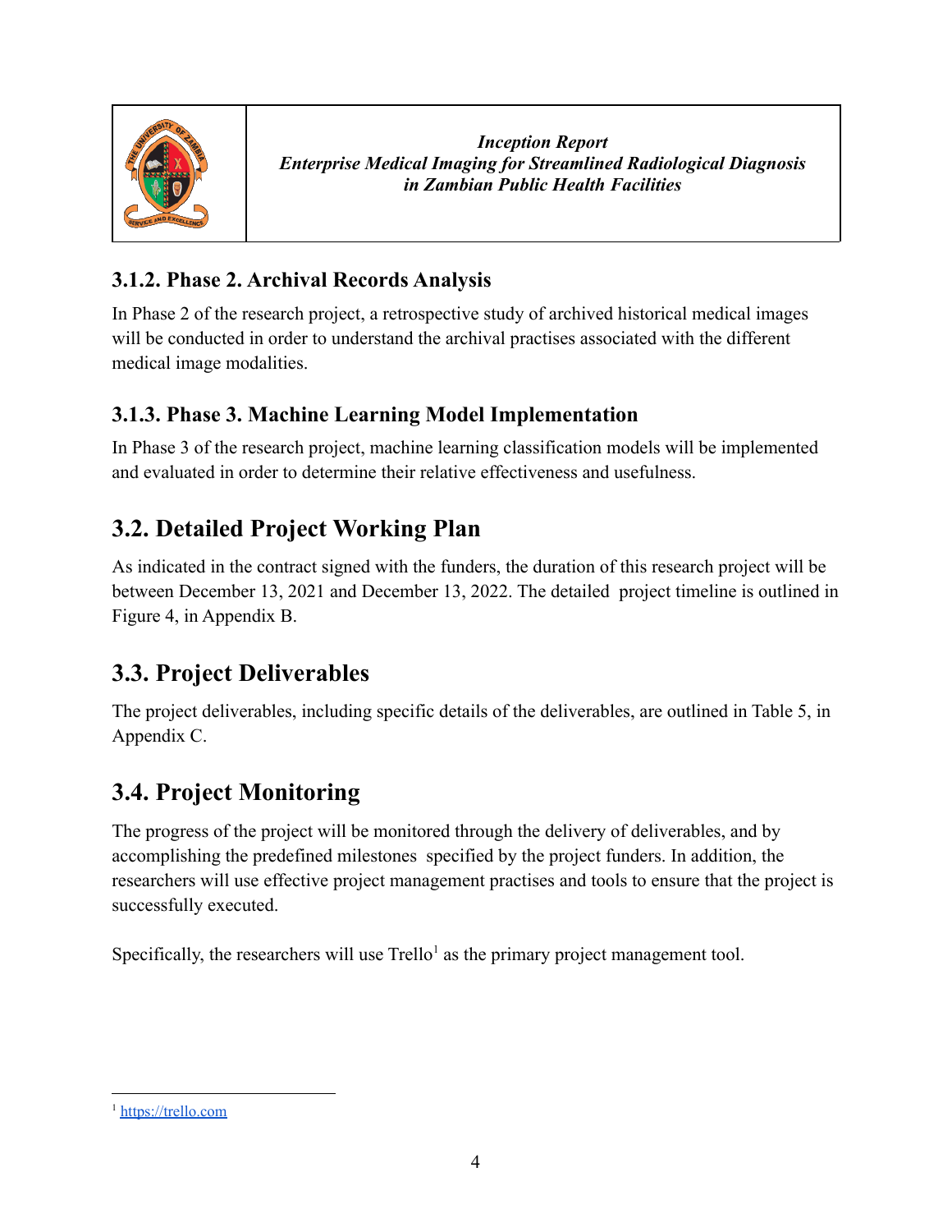### 3.1.2. Phase 2. Archival Records Analysis

In Phase 2 of the research project, a retrospective study of archived historical medical images will be conducted in order to understand the archival practises associated with the different medical image modalities.

### 3.1.3. Phase 3. Machine Learning Model Implementation

In Phase 3 of the research project, machine learning classification models will be implemented and evaluated in order to determine their relative effectiveness and usefulness.

## 3.2. Detailed Project Working Plan

As indicated in the contract signed with the funders, the duration of this research project will be between December 13, 2021 and December 13, 2022. The detailed project timeline is outlined in Figure 4, in Appendix B.

## 3.3. Project Deliverables

The project deliverables, including specific details of the deliverables, are outlined in Table 5, in Appendix C.

## 3.4. Project Monitoring

The progress of the project will be monitored through the delivery of deliverables, and by accomplishing the predefined milestones specified by the project funders. In addition, the researchers will use effective project management practises and tools to ensure that the project is successfully executed.

Specifically, the researchers will use Trello[1] as the primary project management tool.

---

[1] https://trello.com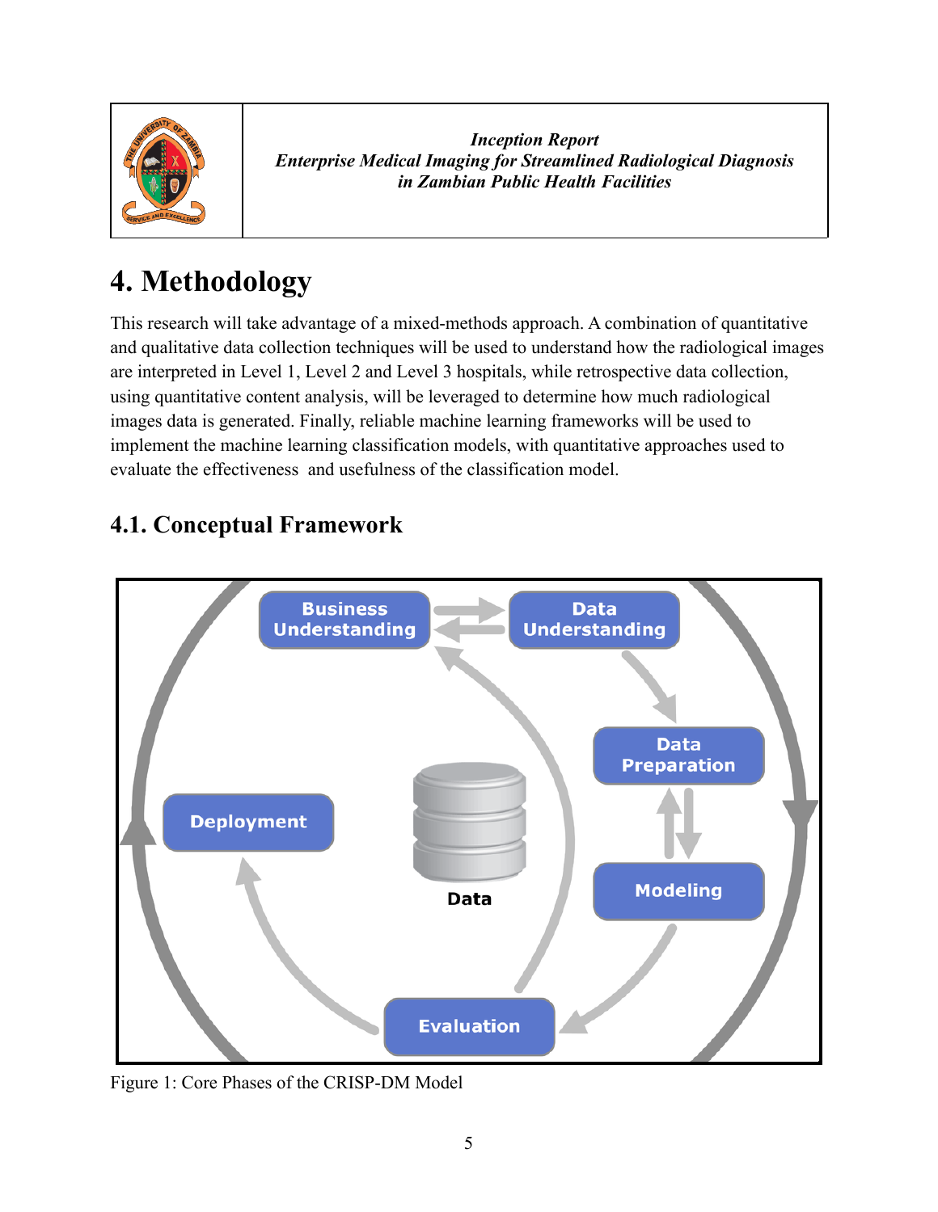# 4. Methodology

This research will take advantage of a mixed-methods approach. A combination of quantitative and qualitative data collection techniques will be used to understand how the radiological images are interpreted in Level 1, Level 2 and Level 3 hospitals, while retrospective data collection, using quantitative content analysis, will be leveraged to determine how much radiological images data is generated. Finally, reliable machine learning frameworks will be used to implement the machine learning classification models, with quantitative approaches used to evaluate the effectiveness and usefulness of the classification model.

## 4.1. Conceptual Framework

Figure 1: Core Phases of the CRISP-DM Model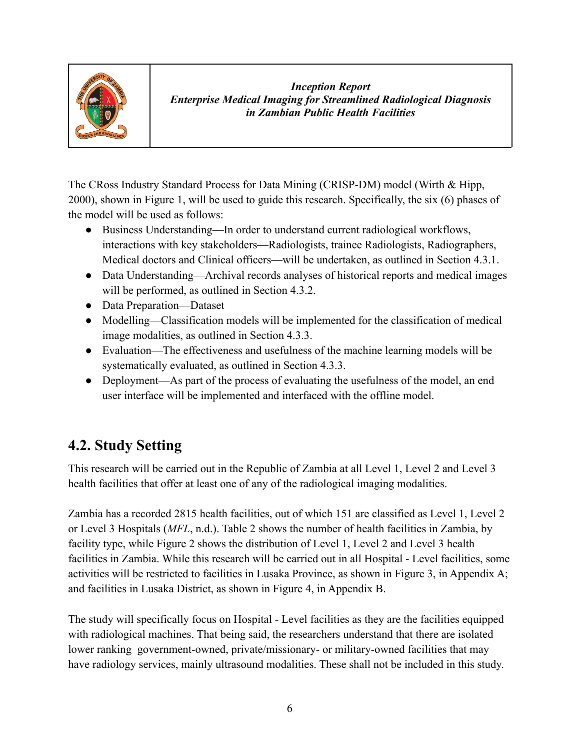The CRoss Industry Standard Process for Data Mining (CRISP-DM) model (Wirth & Hipp, 2000), shown in Figure 1, will be used to guide this research. Specifically, the six (6) phases of the model will be used as follows:

- Business Understanding—In order to understand current radiological workflows, interactions with key stakeholders—Radiologists, trainee Radiologists, Radiographers, Medical doctors and Clinical officers—will be undertaken, as outlined in Section 4.3.1.
- Data Understanding—Archival records analyses of historical reports and medical images will be performed, as outlined in Section 4.3.2.
- Data Preparation—Dataset
- Modelling—Classification models will be implemented for the classification of medical image modalities, as outlined in Section 4.3.3.
- Evaluation—The effectiveness and usefulness of the machine learning models will be systematically evaluated, as outlined in Section 4.3.3.
- Deployment—As part of the process of evaluating the usefulness of the model, an end user interface will be implemented and interfaced with the offline model.

## 4.2. Study Setting

This research will be carried out in the Republic of Zambia at all Level 1, Level 2 and Level 3 health facilities that offer at least one of any of the radiological imaging modalities.

Zambia has a recorded 2815 health facilities, out of which 151 are classified as Level 1, Level 2 or Level 3 Hospitals (*MFL*, n.d.). Table 2 shows the number of health facilities in Zambia, by facility type, while Figure 2 shows the distribution of Level 1, Level 2 and Level 3 health facilities in Zambia. While this research will be carried out in all Hospital - Level facilities, some activities will be restricted to facilities in Lusaka Province, as shown in Figure 3, in Appendix A; and facilities in Lusaka District, as shown in Figure 4, in Appendix B.

The study will specifically focus on Hospital - Level facilities as they are the facilities equipped with radiological machines. That being said, the researchers understand that there are isolated lower ranking government-owned, private/missionary- or military-owned facilities that may have radiology services, mainly ultrasound modalities. These shall not be included in this study.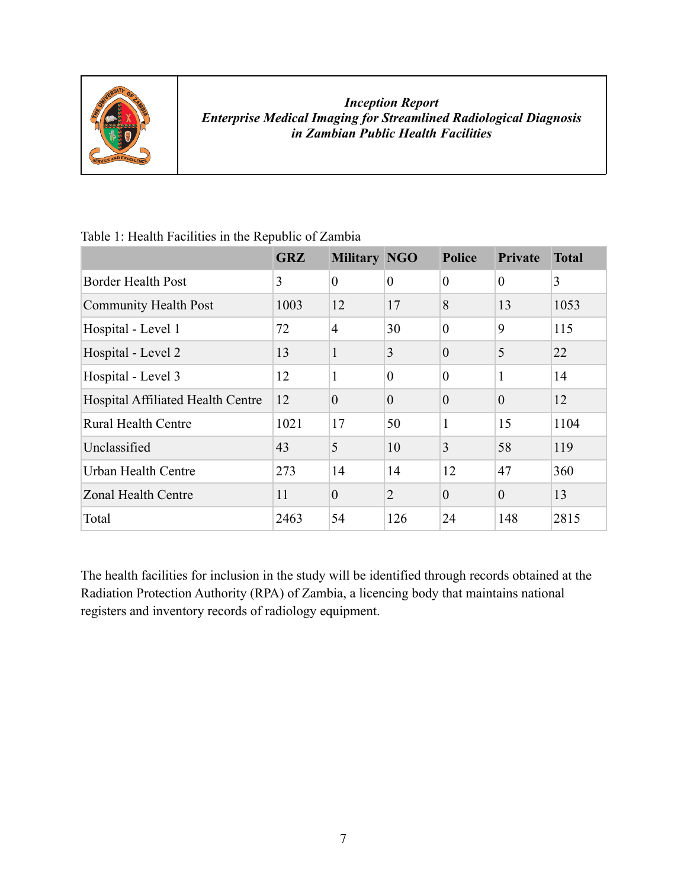Table 1: Health Facilities in the Republic of Zambia

| | GRZ | Military | NGO | Police | Private | Total |
|---|---|---|---|---|---|---|
| Border Health Post | 3 | 0 | 0 | 0 | 0 | 3 |
| Community Health Post | 1003 | 12 | 17 | 8 | 13 | 1053 |
| Hospital - Level 1 | 72 | 4 | 30 | 0 | 9 | 115 |
| Hospital - Level 2 | 13 | 1 | 3 | 0 | 5 | 22 |
| Hospital - Level 3 | 12 | 1 | 0 | 0 | 1 | 14 |
| Hospital Affiliated Health Centre | 12 | 0 | 0 | 0 | 0 | 12 |
| Rural Health Centre | 1021 | 17 | 50 | 1 | 15 | 1104 |
| Unclassified | 43 | 5 | 10 | 3 | 58 | 119 |
| Urban Health Centre | 273 | 14 | 14 | 12 | 47 | 360 |
| Zonal Health Centre | 11 | 0 | 2 | 0 | 0 | 13 |
| Total | 2463 | 54 | 126 | 24 | 148 | 2815 |

The health facilities for inclusion in the study will be identified through records obtained at the Radiation Protection Authority (RPA) of Zambia, a licencing body that maintains national registers and inventory records of radiology equipment.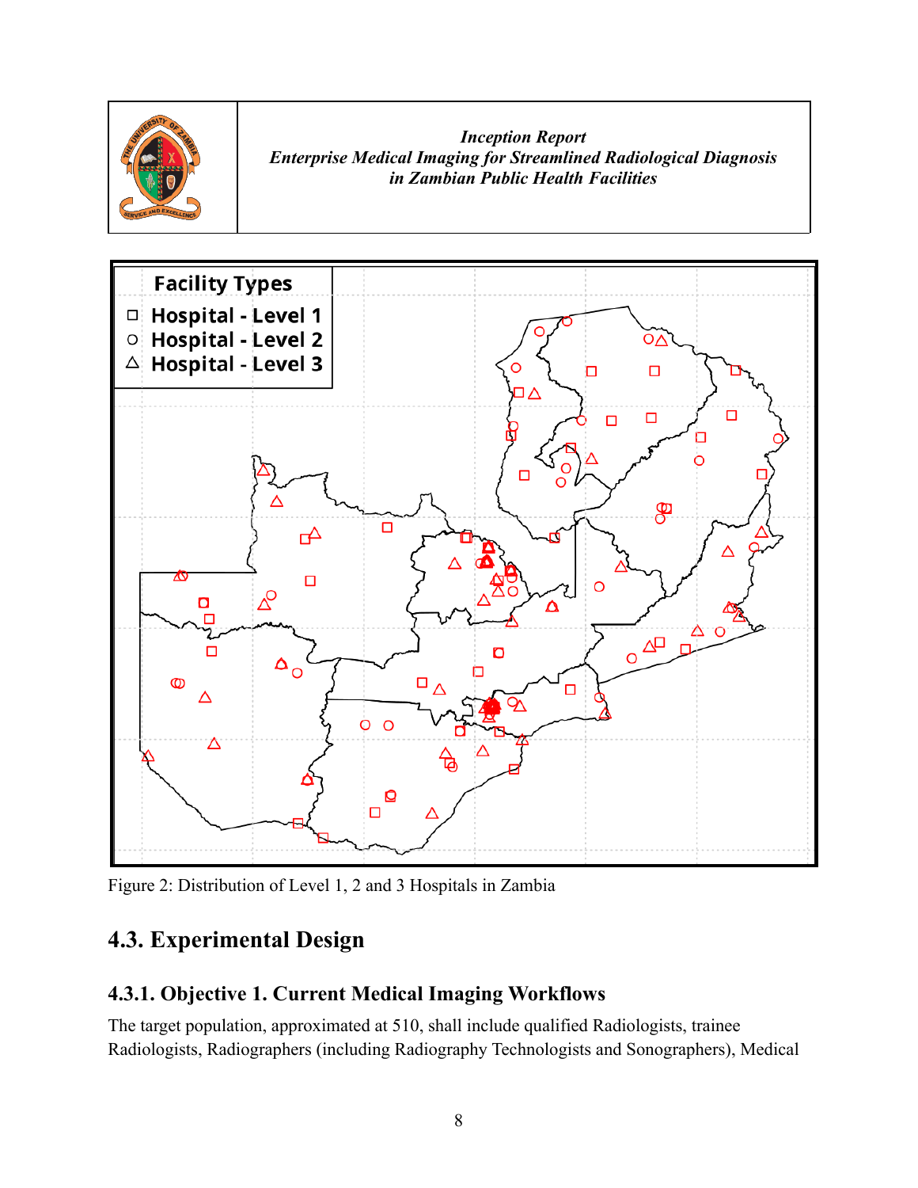Facility Types

- □ Hospital - Level 1
- ○ Hospital - Level 2
- △ Hospital - Level 3

Figure 2: Distribution of Level 1, 2 and 3 Hospitals in Zambia

## 4.3. Experimental Design

### 4.3.1. Objective 1. Current Medical Imaging Workflows

The target population, approximated at 510, shall include qualified Radiologists, trainee Radiologists, Radiographers (including Radiography Technologists and Sonographers), Medical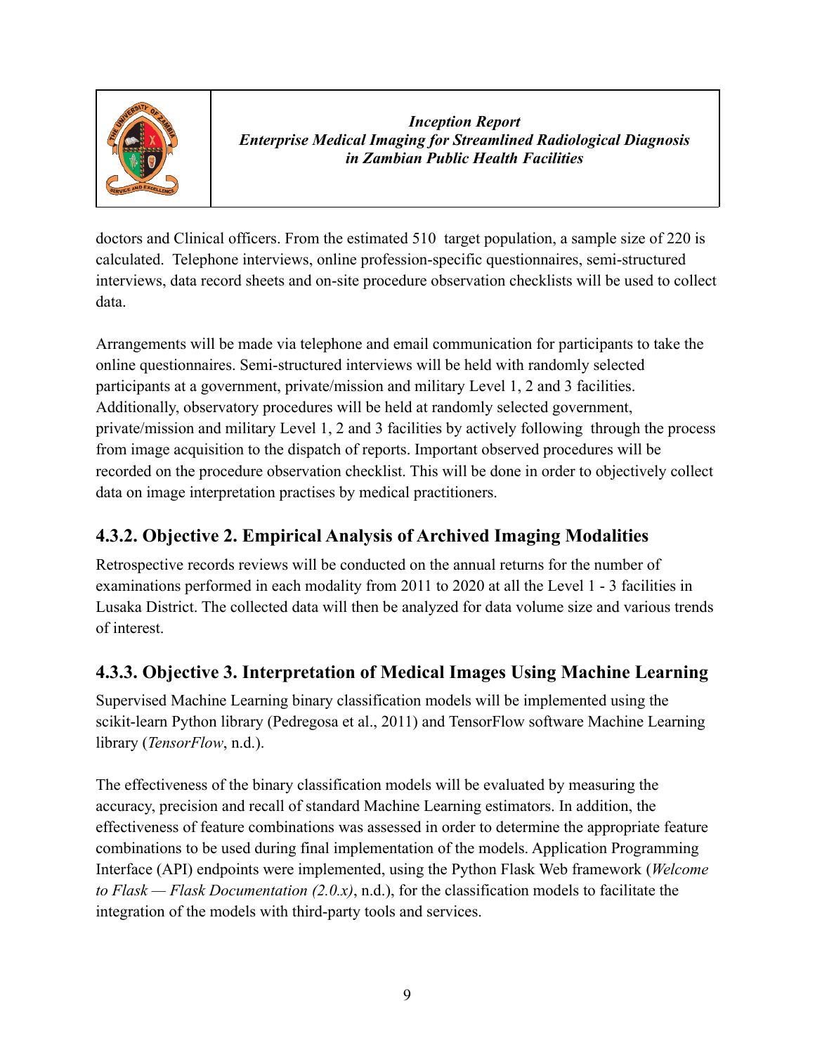doctors and Clinical officers. From the estimated 510 target population, a sample size of 220 is calculated. Telephone interviews, online profession-specific questionnaires, semi-structured interviews, data record sheets and on-site procedure observation checklists will be used to collect data.

Arrangements will be made via telephone and email communication for participants to take the online questionnaires. Semi-structured interviews will be held with randomly selected participants at a government, private/mission and military Level 1, 2 and 3 facilities. Additionally, observatory procedures will be held at randomly selected government, private/mission and military Level 1, 2 and 3 facilities by actively following through the process from image acquisition to the dispatch of reports. Important observed procedures will be recorded on the procedure observation checklist. This will be done in order to objectively collect data on image interpretation practises by medical practitioners.

### 4.3.2. Objective 2. Empirical Analysis of Archived Imaging Modalities

Retrospective records reviews will be conducted on the annual returns for the number of examinations performed in each modality from 2011 to 2020 at all the Level 1 - 3 facilities in Lusaka District. The collected data will then be analyzed for data volume size and various trends of interest.

### 4.3.3. Objective 3. Interpretation of Medical Images Using Machine Learning

Supervised Machine Learning binary classification models will be implemented using the scikit-learn Python library (Pedregosa et al., 2011) and TensorFlow software Machine Learning library (*TensorFlow*, n.d.).

The effectiveness of the binary classification models will be evaluated by measuring the accuracy, precision and recall of standard Machine Learning estimators. In addition, the effectiveness of feature combinations was assessed in order to determine the appropriate feature combinations to be used during final implementation of the models. Application Programming Interface (API) endpoints were implemented, using the Python Flask Web framework (*Welcome to Flask — Flask Documentation (2.0.x)*, n.d.), for the classification models to facilitate the integration of the models with third-party tools and services.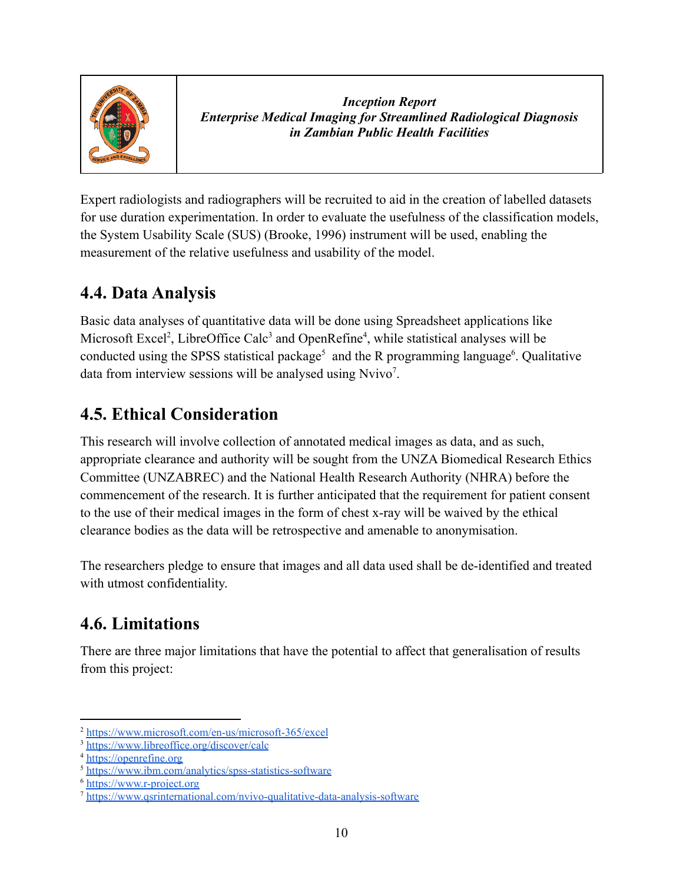Expert radiologists and radiographers will be recruited to aid in the creation of labelled datasets for use duration experimentation. In order to evaluate the usefulness of the classification models, the System Usability Scale (SUS) (Brooke, 1996) instrument will be used, enabling the measurement of the relative usefulness and usability of the model.

## 4.4. Data Analysis

Basic data analyses of quantitative data will be done using Spreadsheet applications like Microsoft Excel[2], LibreOffice Calc[3] and OpenRefine[4], while statistical analyses will be conducted using the SPSS statistical package[5] and the R programming language[6]. Qualitative data from interview sessions will be analysed using Nvivo[7].

## 4.5. Ethical Consideration

This research will involve collection of annotated medical images as data, and as such, appropriate clearance and authority will be sought from the UNZA Biomedical Research Ethics Committee (UNZABREC) and the National Health Research Authority (NHRA) before the commencement of the research. It is further anticipated that the requirement for patient consent to the use of their medical images in the form of chest x-ray will be waived by the ethical clearance bodies as the data will be retrospective and amenable to anonymisation.

The researchers pledge to ensure that images and all data used shall be de-identified and treated with utmost confidentiality.

## 4.6. Limitations

There are three major limitations that have the potential to affect that generalisation of results from this project:

---

[2] https://www.microsoft.com/en-us/microsoft-365/excel
[3] https://www.libreoffice.org/discover/calc
[4] https://openrefine.org
[5] https://www.ibm.com/analytics/spss-statistics-software
[6] https://www.r-project.org
[7] https://www.qsrinternational.com/nvivo-qualitative-data-analysis-software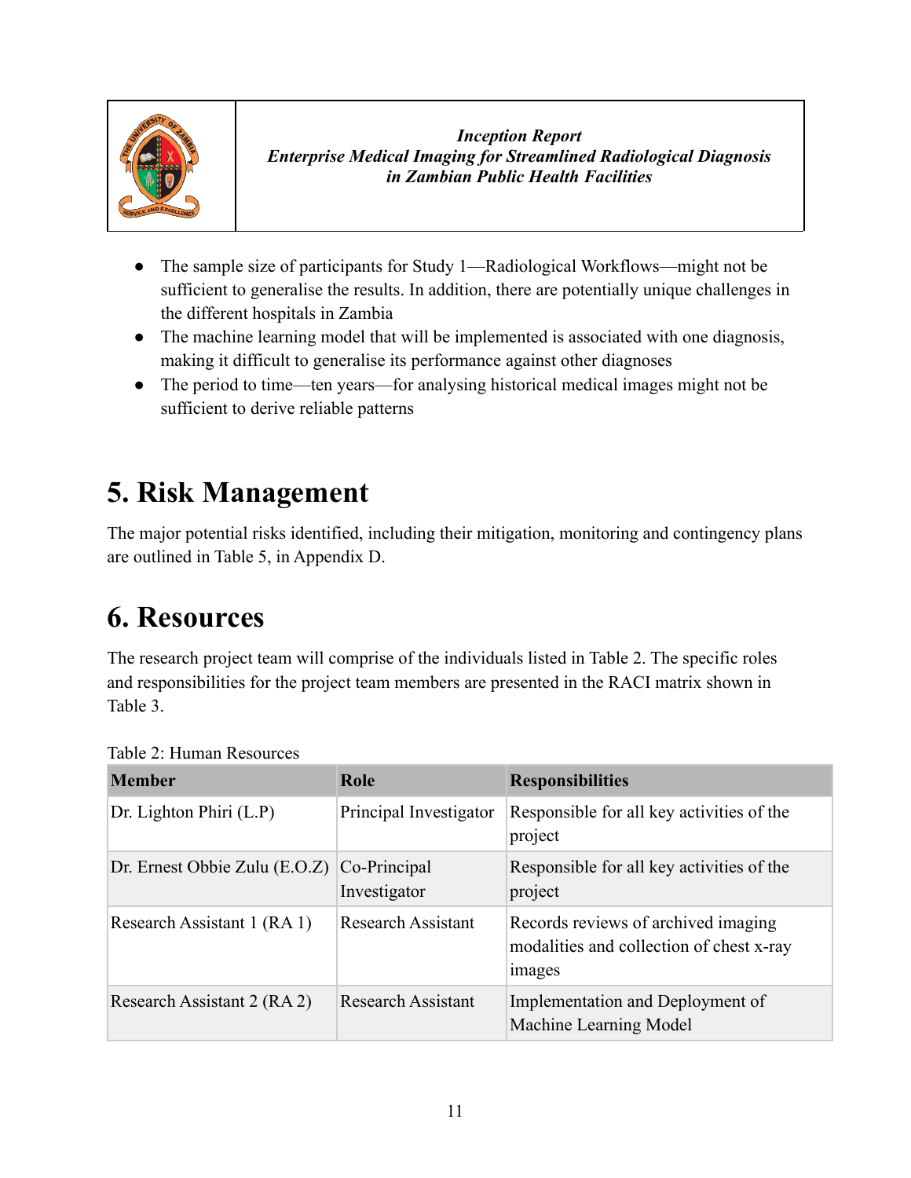- The sample size of participants for Study 1—Radiological Workflows—might not be sufficient to generalise the results. In addition, there are potentially unique challenges in the different hospitals in Zambia
- The machine learning model that will be implemented is associated with one diagnosis, making it difficult to generalise its performance against other diagnoses
- The period to time—ten years—for analysing historical medical images might not be sufficient to derive reliable patterns

# 5. Risk Management

The major potential risks identified, including their mitigation, monitoring and contingency plans are outlined in Table 5, in Appendix D.

# 6. Resources

The research project team will comprise of the individuals listed in Table 2. The specific roles and responsibilities for the project team members are presented in the RACI matrix shown in Table 3.

Table 2: Human Resources

| Member | Role | Responsibilities |
|---|---|---|
| Dr. Lighton Phiri (L.P) | Principal Investigator | Responsible for all key activities of the project |
| Dr. Ernest Obbie Zulu (E.O.Z) | Co-Principal Investigator | Responsible for all key activities of the project |
| Research Assistant 1 (RA 1) | Research Assistant | Records reviews of archived imaging modalities and collection of chest x-ray images |
| Research Assistant 2 (RA 2) | Research Assistant | Implementation and Deployment of Machine Learning Model |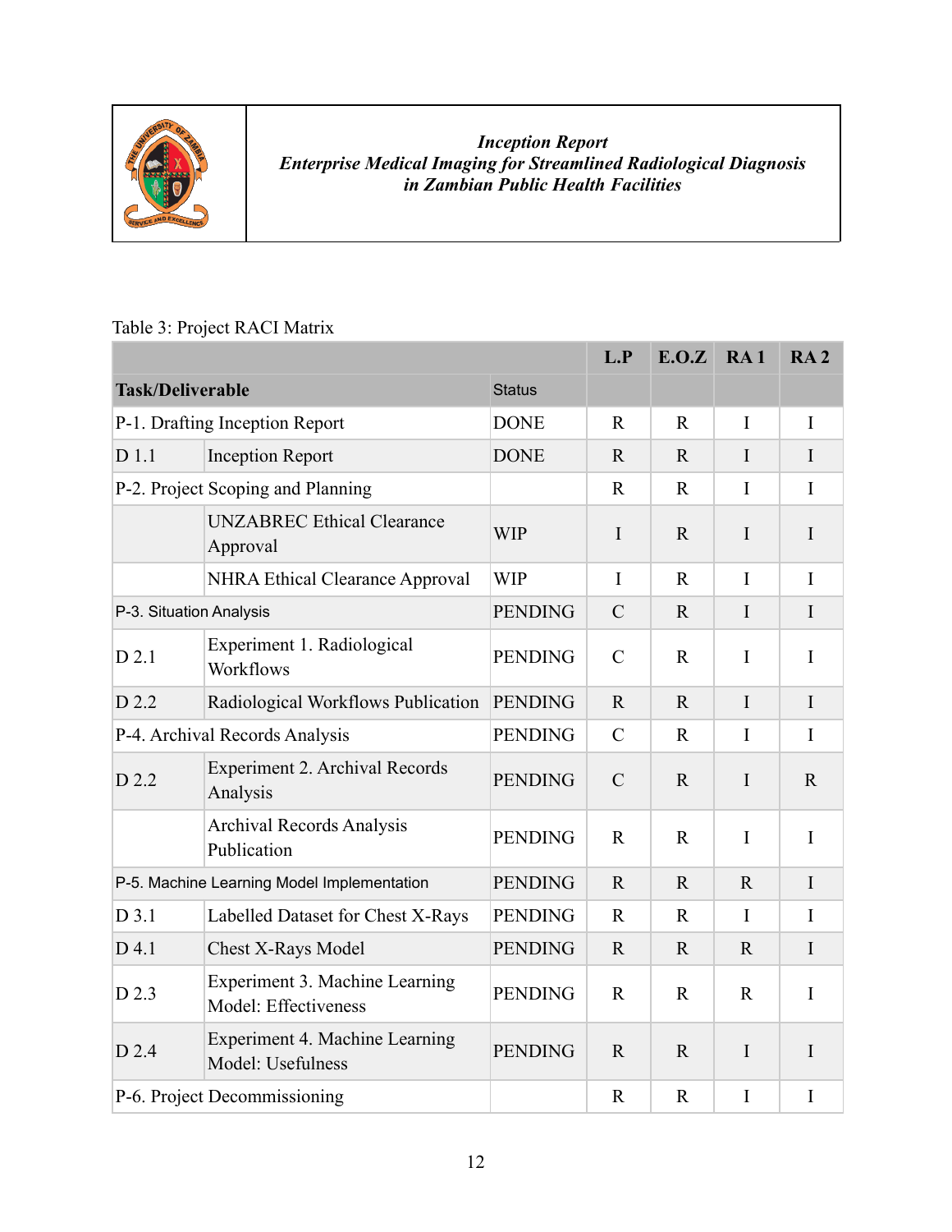Table 3: Project RACI Matrix

| Task/Deliverable | | Status | L.P | E.O.Z | RA 1 | RA 2 |
|---|---|---|---|---|---|---|
| P-1. Drafting Inception Report | | DONE | R | R | I | I |
| D 1.1 | Inception Report | DONE | R | R | I | I |
| P-2. Project Scoping and Planning | | | R | R | I | I |
| | UNZABREC Ethical Clearance Approval | WIP | I | R | I | I |
| | NHRA Ethical Clearance Approval | WIP | I | R | I | I |
| P-3. Situation Analysis | | PENDING | C | R | I | I |
| D 2.1 | Experiment 1. Radiological Workflows | PENDING | C | R | I | I |
| D 2.2 | Radiological Workflows Publication | PENDING | R | R | I | I |
| P-4. Archival Records Analysis | | PENDING | C | R | I | I |
| D 2.2 | Experiment 2. Archival Records Analysis | PENDING | C | R | I | R |
| | Archival Records Analysis Publication | PENDING | R | R | I | I |
| P-5. Machine Learning Model Implementation | | PENDING | R | R | R | I |
| D 3.1 | Labelled Dataset for Chest X-Rays | PENDING | R | R | I | I |
| D 4.1 | Chest X-Rays Model | PENDING | R | R | R | I |
| D 2.3 | Experiment 3. Machine Learning Model: Effectiveness | PENDING | R | R | R | I |
| D 2.4 | Experiment 4. Machine Learning Model: Usefulness | PENDING | R | R | I | I |
| P-6. Project Decommissioning | | | R | R | I | I |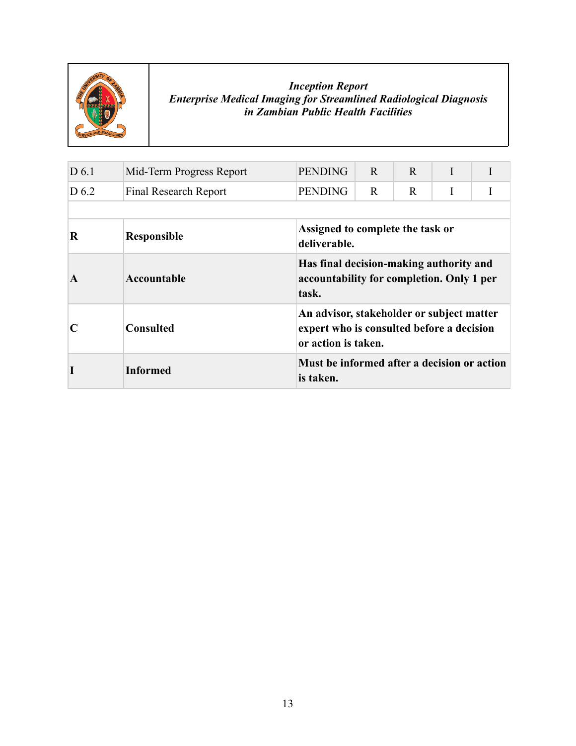| | | | | | | |
|---|---|---|---|---|---|---|
| D 6.1 | Mid-Term Progress Report | PENDING | R | R | I | I |
| D 6.2 | Final Research Report | PENDING | R | R | I | I |
| | | | | | | |
| **R** | **Responsible** | **Assigned to complete the task or deliverable.** | | | | |
| **A** | **Accountable** | **Has final decision-making authority and accountability for completion. Only 1 per task.** | | | | |
| **C** | **Consulted** | **An advisor, stakeholder or subject matter expert who is consulted before a decision or action is taken.** | | | | |
| **I** | **Informed** | **Must be informed after a decision or action is taken.** | | | | |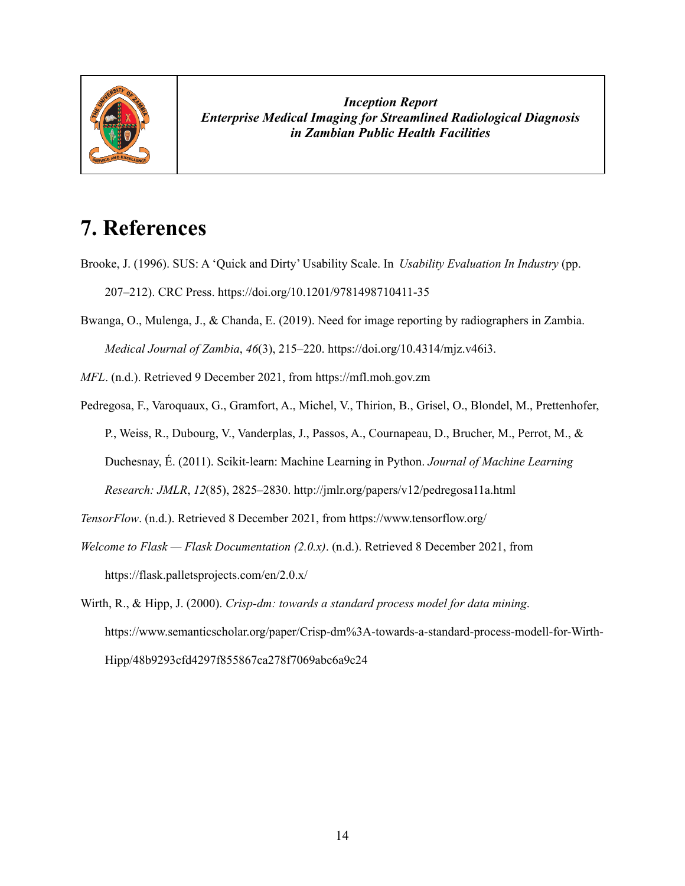# 7. References

Brooke, J. (1996). SUS: A 'Quick and Dirty' Usability Scale. In *Usability Evaluation In Industry* (pp. 207–212). CRC Press. https://doi.org/10.1201/9781498710411-35

Bwanga, O., Mulenga, J., & Chanda, E. (2019). Need for image reporting by radiographers in Zambia. *Medical Journal of Zambia*, *46*(3), 215–220. https://doi.org/10.4314/mjz.v46i3.

*MFL*. (n.d.). Retrieved 9 December 2021, from https://mfl.moh.gov.zm

Pedregosa, F., Varoquaux, G., Gramfort, A., Michel, V., Thirion, B., Grisel, O., Blondel, M., Prettenhofer, P., Weiss, R., Dubourg, V., Vanderplas, J., Passos, A., Cournapeau, D., Brucher, M., Perrot, M., & Duchesnay, É. (2011). Scikit-learn: Machine Learning in Python. *Journal of Machine Learning Research: JMLR*, *12*(85), 2825–2830. http://jmlr.org/papers/v12/pedregosa11a.html

*TensorFlow*. (n.d.). Retrieved 8 December 2021, from https://www.tensorflow.org/

*Welcome to Flask — Flask Documentation (2.0.x)*. (n.d.). Retrieved 8 December 2021, from https://flask.palletsprojects.com/en/2.0.x/

Wirth, R., & Hipp, J. (2000). *Crisp-dm: towards a standard process model for data mining*. https://www.semanticscholar.org/paper/Crisp-dm%3A-towards-a-standard-process-modell-for-Wirth-Hipp/48b9293cfd4297f855867ca278f7069abc6a9c24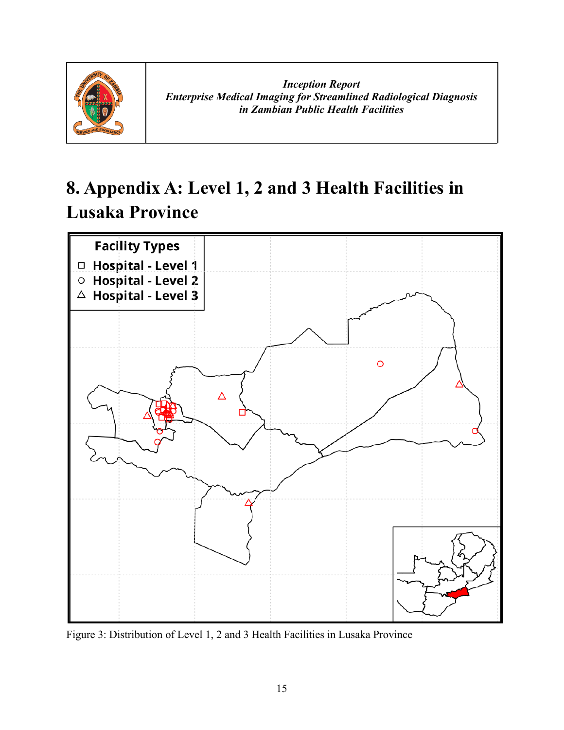# 8. Appendix A: Level 1, 2 and 3 Health Facilities in Lusaka Province

Facility Types

- □ Hospital - Level 1
- ○ Hospital - Level 2
- △ Hospital - Level 3

Figure 3: Distribution of Level 1, 2 and 3 Health Facilities in Lusaka Province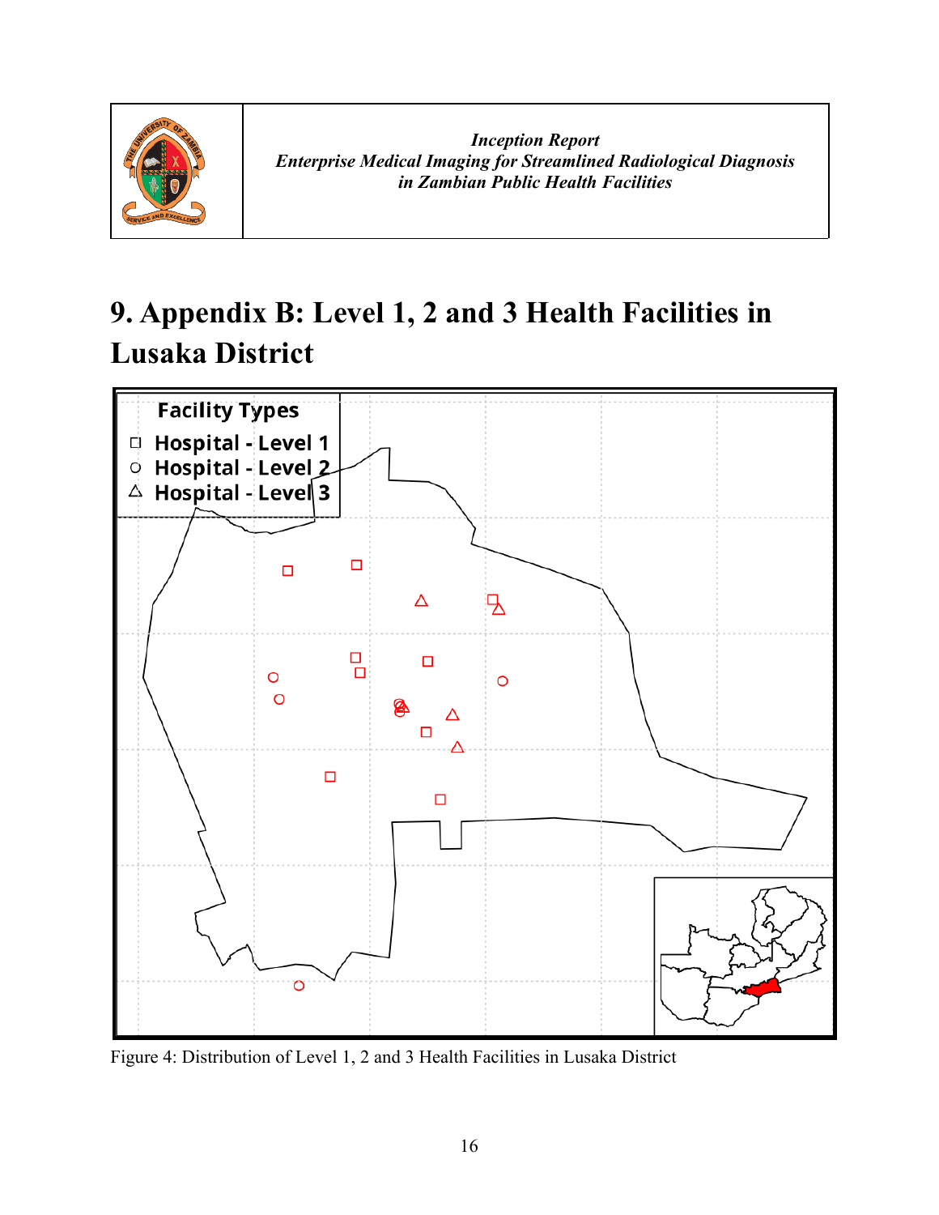# 9. Appendix B: Level 1, 2 and 3 Health Facilities in Lusaka District

Facility Types
- □ Hospital - Level 1
- ○ Hospital - Level 2
- △ Hospital - Level 3

Figure 4: Distribution of Level 1, 2 and 3 Health Facilities in Lusaka District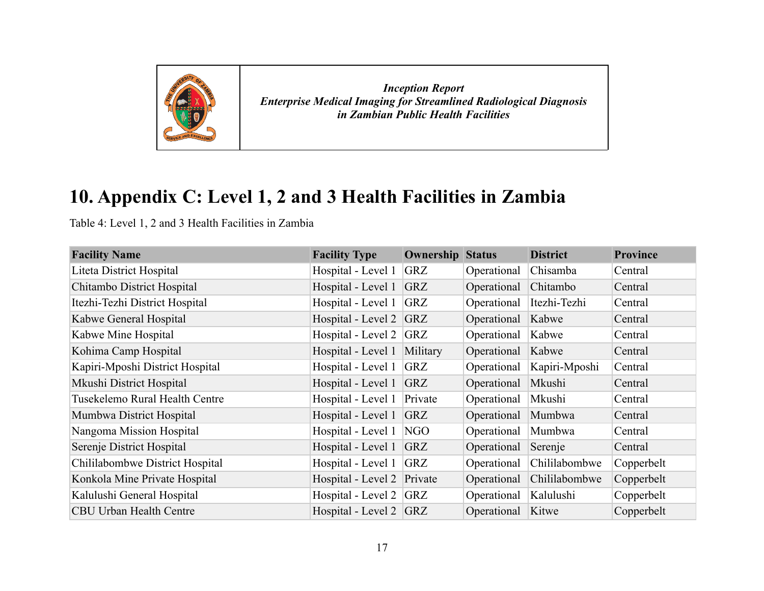# 10. Appendix C: Level 1, 2 and 3 Health Facilities in Zambia

Table 4: Level 1, 2 and 3 Health Facilities in Zambia

| Facility Name | Facility Type | Ownership | Status | District | Province |
|---|---|---|---|---|---|
| Liteta District Hospital | Hospital - Level 1 | GRZ | Operational | Chisamba | Central |
| Chitambo District Hospital | Hospital - Level 1 | GRZ | Operational | Chitambo | Central |
| Itezhi-Tezhi District Hospital | Hospital - Level 1 | GRZ | Operational | Itezhi-Tezhi | Central |
| Kabwe General Hospital | Hospital - Level 2 | GRZ | Operational | Kabwe | Central |
| Kabwe Mine Hospital | Hospital - Level 2 | GRZ | Operational | Kabwe | Central |
| Kohima Camp Hospital | Hospital - Level 1 | Military | Operational | Kabwe | Central |
| Kapiri-Mposhi District Hospital | Hospital - Level 1 | GRZ | Operational | Kapiri-Mposhi | Central |
| Mkushi District Hospital | Hospital - Level 1 | GRZ | Operational | Mkushi | Central |
| Tusekelemo Rural Health Centre | Hospital - Level 1 | Private | Operational | Mkushi | Central |
| Mumbwa District Hospital | Hospital - Level 1 | GRZ | Operational | Mumbwa | Central |
| Nangoma Mission Hospital | Hospital - Level 1 | NGO | Operational | Mumbwa | Central |
| Serenje District Hospital | Hospital - Level 1 | GRZ | Operational | Serenje | Central |
| Chililabombwe District Hospital | Hospital - Level 1 | GRZ | Operational | Chililabombwe | Copperbelt |
| Konkola Mine Private Hospital | Hospital - Level 2 | Private | Operational | Chililabombwe | Copperbelt |
| Kalulushi General Hospital | Hospital - Level 2 | GRZ | Operational | Kalulushi | Copperbelt |
| CBU Urban Health Centre | Hospital - Level 2 | GRZ | Operational | Kitwe | Copperbelt |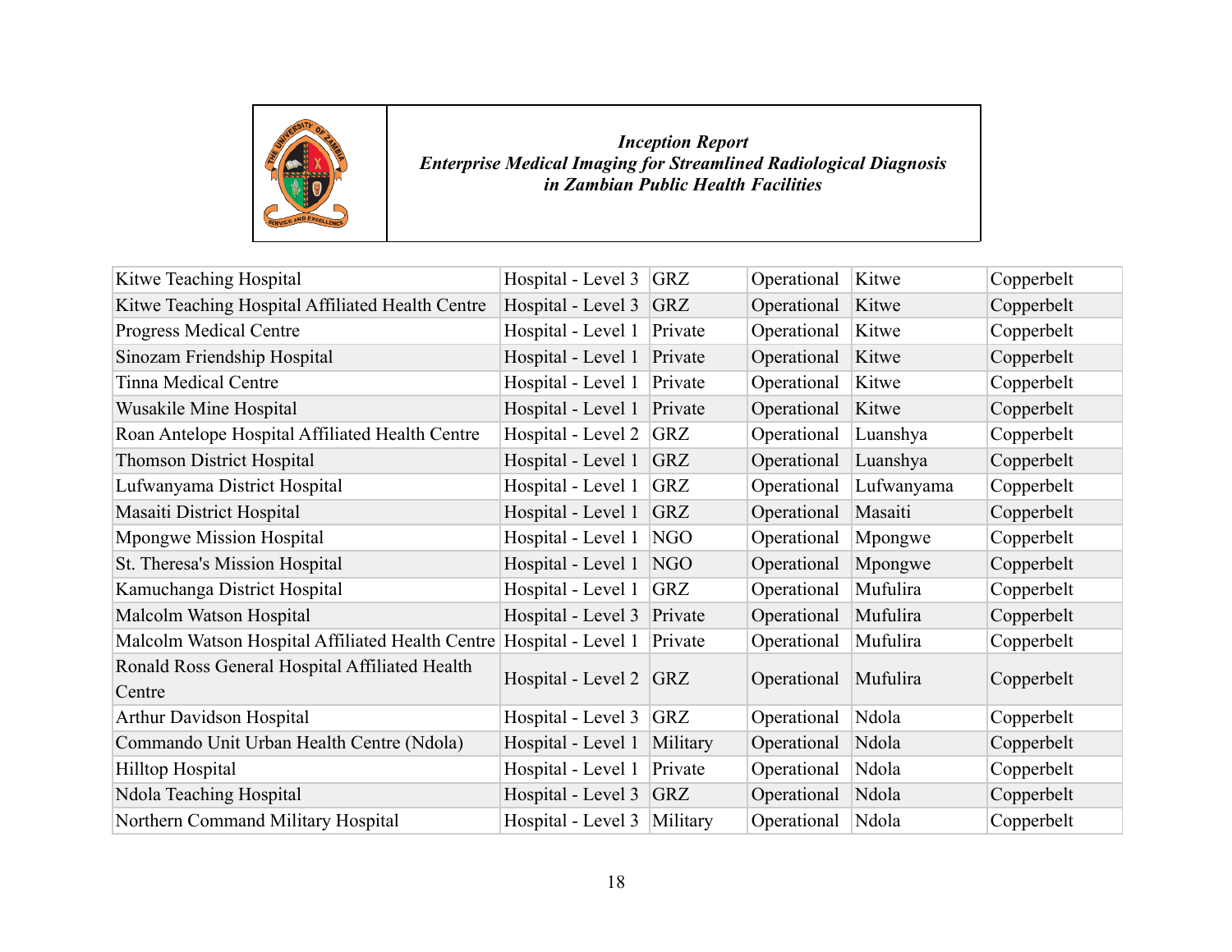| | | | | | |
|---|---|---|---|---|---|
| Kitwe Teaching Hospital | Hospital - Level 3 | GRZ | Operational | Kitwe | Copperbelt |
| Kitwe Teaching Hospital Affiliated Health Centre | Hospital - Level 3 | GRZ | Operational | Kitwe | Copperbelt |
| Progress Medical Centre | Hospital - Level 1 | Private | Operational | Kitwe | Copperbelt |
| Sinozam Friendship Hospital | Hospital - Level 1 | Private | Operational | Kitwe | Copperbelt |
| Tinna Medical Centre | Hospital - Level 1 | Private | Operational | Kitwe | Copperbelt |
| Wusakile Mine Hospital | Hospital - Level 1 | Private | Operational | Kitwe | Copperbelt |
| Roan Antelope Hospital Affiliated Health Centre | Hospital - Level 2 | GRZ | Operational | Luanshya | Copperbelt |
| Thomson District Hospital | Hospital - Level 1 | GRZ | Operational | Luanshya | Copperbelt |
| Lufwanyama District Hospital | Hospital - Level 1 | GRZ | Operational | Lufwanyama | Copperbelt |
| Masaiti District Hospital | Hospital - Level 1 | GRZ | Operational | Masaiti | Copperbelt |
| Mpongwe Mission Hospital | Hospital - Level 1 | NGO | Operational | Mpongwe | Copperbelt |
| St. Theresa's Mission Hospital | Hospital - Level 1 | NGO | Operational | Mpongwe | Copperbelt |
| Kamuchanga District Hospital | Hospital - Level 1 | GRZ | Operational | Mufulira | Copperbelt |
| Malcolm Watson Hospital | Hospital - Level 3 | Private | Operational | Mufulira | Copperbelt |
| Malcolm Watson Hospital Affiliated Health Centre | Hospital - Level 1 | Private | Operational | Mufulira | Copperbelt |
| Ronald Ross General Hospital Affiliated Health Centre | Hospital - Level 2 | GRZ | Operational | Mufulira | Copperbelt |
| Arthur Davidson Hospital | Hospital - Level 3 | GRZ | Operational | Ndola | Copperbelt |
| Commando Unit Urban Health Centre (Ndola) | Hospital - Level 1 | Military | Operational | Ndola | Copperbelt |
| Hilltop Hospital | Hospital - Level 1 | Private | Operational | Ndola | Copperbelt |
| Ndola Teaching Hospital | Hospital - Level 3 | GRZ | Operational | Ndola | Copperbelt |
| Northern Command Military Hospital | Hospital - Level 3 | Military | Operational | Ndola | Copperbelt |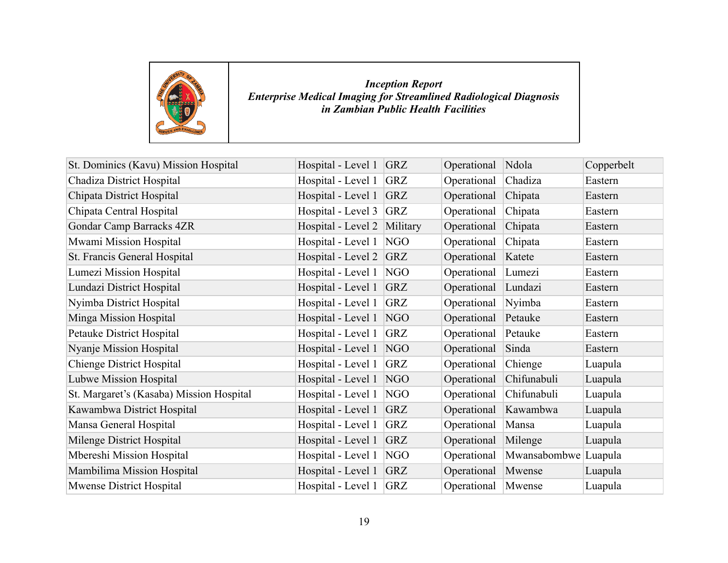| St. Dominics (Kavu) Mission Hospital | Hospital - Level 1 | GRZ | Operational | Ndola | Copperbelt |
|---|---|---|---|---|---|
| Chadiza District Hospital | Hospital - Level 1 | GRZ | Operational | Chadiza | Eastern |
| Chipata District Hospital | Hospital - Level 1 | GRZ | Operational | Chipata | Eastern |
| Chipata Central Hospital | Hospital - Level 3 | GRZ | Operational | Chipata | Eastern |
| Gondar Camp Barracks 4ZR | Hospital - Level 2 | Military | Operational | Chipata | Eastern |
| Mwami Mission Hospital | Hospital - Level 1 | NGO | Operational | Chipata | Eastern |
| St. Francis General Hospital | Hospital - Level 2 | GRZ | Operational | Katete | Eastern |
| Lumezi Mission Hospital | Hospital - Level 1 | NGO | Operational | Lumezi | Eastern |
| Lundazi District Hospital | Hospital - Level 1 | GRZ | Operational | Lundazi | Eastern |
| Nyimba District Hospital | Hospital - Level 1 | GRZ | Operational | Nyimba | Eastern |
| Minga Mission Hospital | Hospital - Level 1 | NGO | Operational | Petauke | Eastern |
| Petauke District Hospital | Hospital - Level 1 | GRZ | Operational | Petauke | Eastern |
| Nyanje Mission Hospital | Hospital - Level 1 | NGO | Operational | Sinda | Eastern |
| Chienge District Hospital | Hospital - Level 1 | GRZ | Operational | Chienge | Luapula |
| Lubwe Mission Hospital | Hospital - Level 1 | NGO | Operational | Chifunabuli | Luapula |
| St. Margaret's (Kasaba) Mission Hospital | Hospital - Level 1 | NGO | Operational | Chifunabuli | Luapula |
| Kawambwa District Hospital | Hospital - Level 1 | GRZ | Operational | Kawambwa | Luapula |
| Mansa General Hospital | Hospital - Level 1 | GRZ | Operational | Mansa | Luapula |
| Milenge District Hospital | Hospital - Level 1 | GRZ | Operational | Milenge | Luapula |
| Mbereshi Mission Hospital | Hospital - Level 1 | NGO | Operational | Mwansabombwe | Luapula |
| Mambilima Mission Hospital | Hospital - Level 1 | GRZ | Operational | Mwense | Luapula |
| Mwense District Hospital | Hospital - Level 1 | GRZ | Operational | Mwense | Luapula |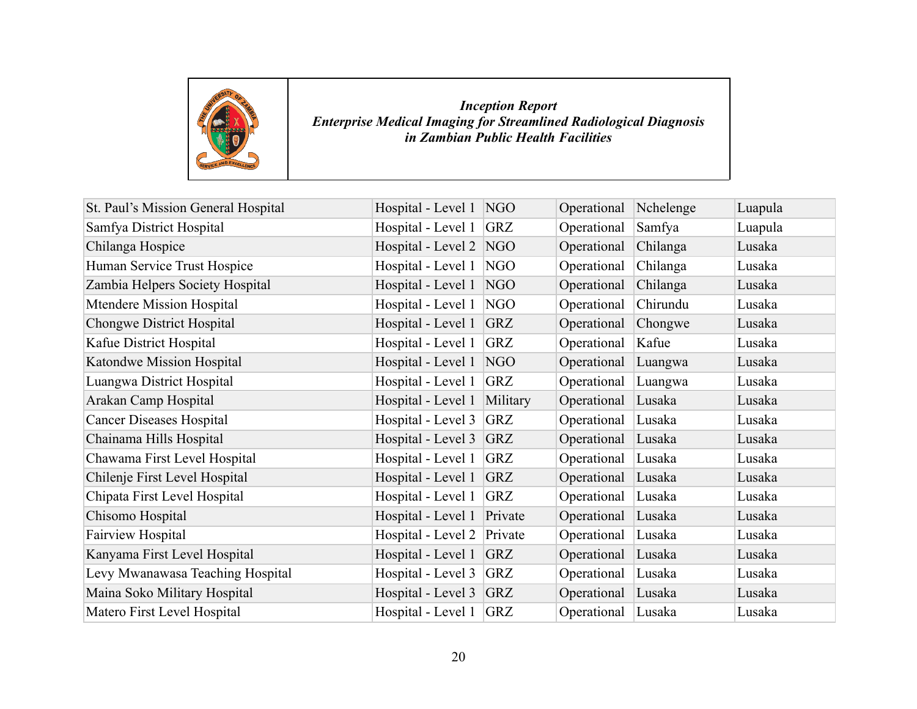| | | | | | |
|---|---|---|---|---|---|
| St. Paul's Mission General Hospital | Hospital - Level 1 | NGO | Operational | Nchelenge | Luapula |
| Samfya District Hospital | Hospital - Level 1 | GRZ | Operational | Samfya | Luapula |
| Chilanga Hospice | Hospital - Level 2 | NGO | Operational | Chilanga | Lusaka |
| Human Service Trust Hospice | Hospital - Level 1 | NGO | Operational | Chilanga | Lusaka |
| Zambia Helpers Society Hospital | Hospital - Level 1 | NGO | Operational | Chilanga | Lusaka |
| Mtendere Mission Hospital | Hospital - Level 1 | NGO | Operational | Chirundu | Lusaka |
| Chongwe District Hospital | Hospital - Level 1 | GRZ | Operational | Chongwe | Lusaka |
| Kafue District Hospital | Hospital - Level 1 | GRZ | Operational | Kafue | Lusaka |
| Katondwe Mission Hospital | Hospital - Level 1 | NGO | Operational | Luangwa | Lusaka |
| Luangwa District Hospital | Hospital - Level 1 | GRZ | Operational | Luangwa | Lusaka |
| Arakan Camp Hospital | Hospital - Level 1 | Military | Operational | Lusaka | Lusaka |
| Cancer Diseases Hospital | Hospital - Level 3 | GRZ | Operational | Lusaka | Lusaka |
| Chainama Hills Hospital | Hospital - Level 3 | GRZ | Operational | Lusaka | Lusaka |
| Chawama First Level Hospital | Hospital - Level 1 | GRZ | Operational | Lusaka | Lusaka |
| Chilenje First Level Hospital | Hospital - Level 1 | GRZ | Operational | Lusaka | Lusaka |
| Chipata First Level Hospital | Hospital - Level 1 | GRZ | Operational | Lusaka | Lusaka |
| Chisomo Hospital | Hospital - Level 1 | Private | Operational | Lusaka | Lusaka |
| Fairview Hospital | Hospital - Level 2 | Private | Operational | Lusaka | Lusaka |
| Kanyama First Level Hospital | Hospital - Level 1 | GRZ | Operational | Lusaka | Lusaka |
| Levy Mwanawasa Teaching Hospital | Hospital - Level 3 | GRZ | Operational | Lusaka | Lusaka |
| Maina Soko Military Hospital | Hospital - Level 3 | GRZ | Operational | Lusaka | Lusaka |
| Matero First Level Hospital | Hospital - Level 1 | GRZ | Operational | Lusaka | Lusaka |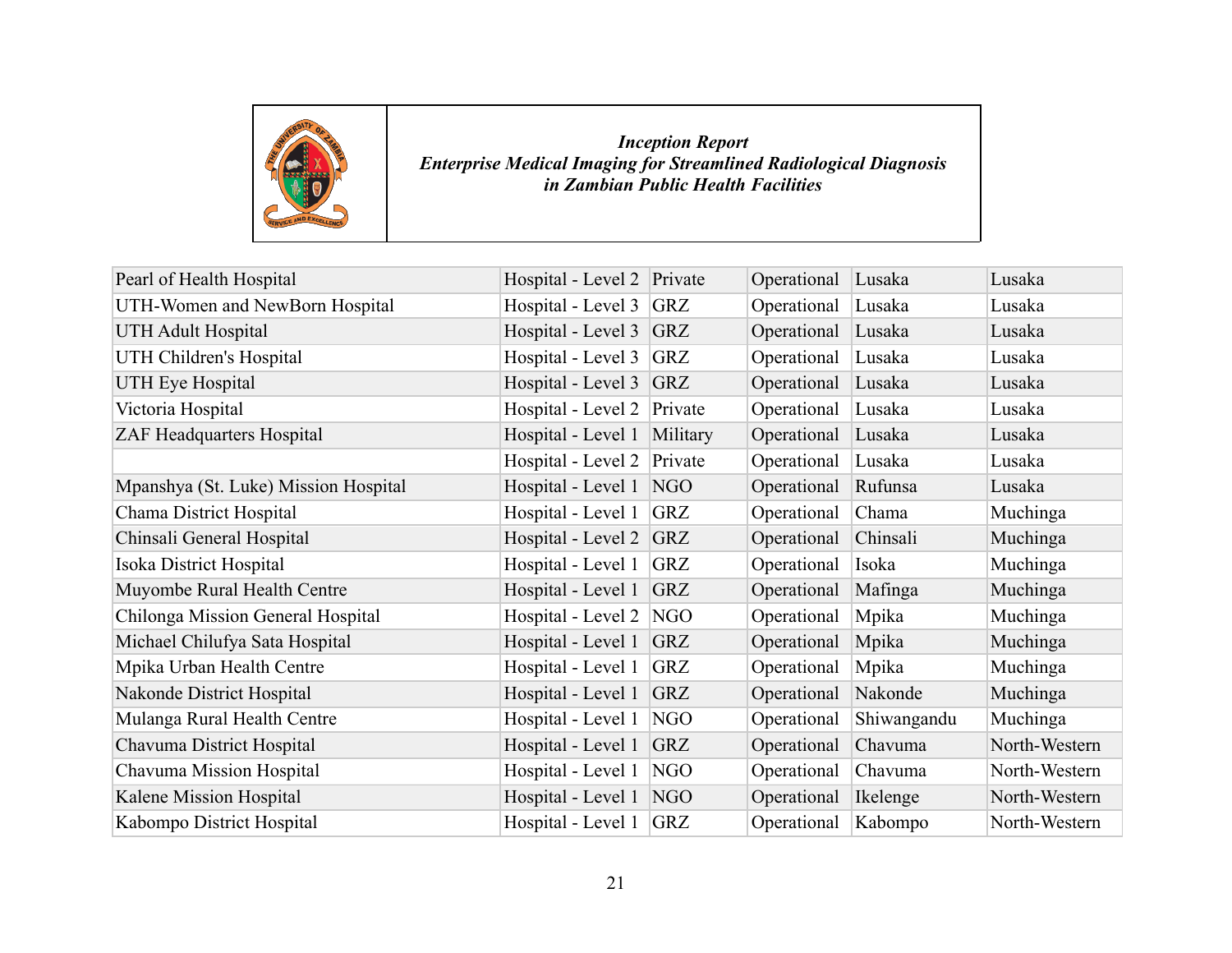| | | | | | |
|---|---|---|---|---|---|
| Pearl of Health Hospital | Hospital - Level 2 | Private | Operational | Lusaka | Lusaka |
| UTH-Women and NewBorn Hospital | Hospital - Level 3 | GRZ | Operational | Lusaka | Lusaka |
| UTH Adult Hospital | Hospital - Level 3 | GRZ | Operational | Lusaka | Lusaka |
| UTH Children's Hospital | Hospital - Level 3 | GRZ | Operational | Lusaka | Lusaka |
| UTH Eye Hospital | Hospital - Level 3 | GRZ | Operational | Lusaka | Lusaka |
| Victoria Hospital | Hospital - Level 2 | Private | Operational | Lusaka | Lusaka |
| ZAF Headquarters Hospital | Hospital - Level 1 | Military | Operational | Lusaka | Lusaka |
| | Hospital - Level 2 | Private | Operational | Lusaka | Lusaka |
| Mpanshya (St. Luke) Mission Hospital | Hospital - Level 1 | NGO | Operational | Rufunsa | Lusaka |
| Chama District Hospital | Hospital - Level 1 | GRZ | Operational | Chama | Muchinga |
| Chinsali General Hospital | Hospital - Level 2 | GRZ | Operational | Chinsali | Muchinga |
| Isoka District Hospital | Hospital - Level 1 | GRZ | Operational | Isoka | Muchinga |
| Muyombe Rural Health Centre | Hospital - Level 1 | GRZ | Operational | Mafinga | Muchinga |
| Chilonga Mission General Hospital | Hospital - Level 2 | NGO | Operational | Mpika | Muchinga |
| Michael Chilufya Sata Hospital | Hospital - Level 1 | GRZ | Operational | Mpika | Muchinga |
| Mpika Urban Health Centre | Hospital - Level 1 | GRZ | Operational | Mpika | Muchinga |
| Nakonde District Hospital | Hospital - Level 1 | GRZ | Operational | Nakonde | Muchinga |
| Mulanga Rural Health Centre | Hospital - Level 1 | NGO | Operational | Shiwangandu | Muchinga |
| Chavuma District Hospital | Hospital - Level 1 | GRZ | Operational | Chavuma | North-Western |
| Chavuma Mission Hospital | Hospital - Level 1 | NGO | Operational | Chavuma | North-Western |
| Kalene Mission Hospital | Hospital - Level 1 | NGO | Operational | Ikelenge | North-Western |
| Kabompo District Hospital | Hospital - Level 1 | GRZ | Operational | Kabompo | North-Western |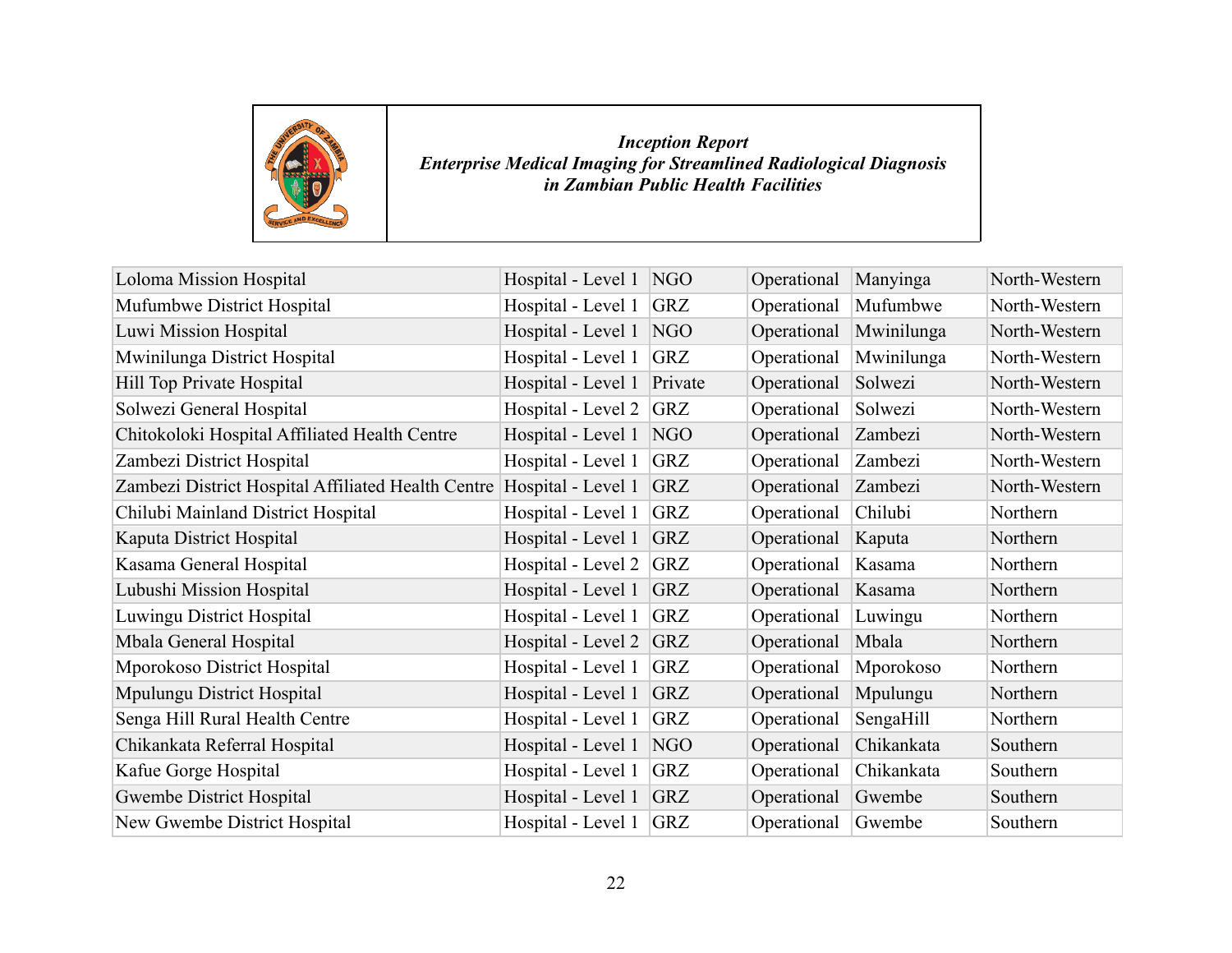| | | | | | |
|---|---|---|---|---|---|
| Loloma Mission Hospital | Hospital - Level 1 | NGO | Operational | Manyinga | North-Western |
| Mufumbwe District Hospital | Hospital - Level 1 | GRZ | Operational | Mufumbwe | North-Western |
| Luwi Mission Hospital | Hospital - Level 1 | NGO | Operational | Mwinilunga | North-Western |
| Mwinilunga District Hospital | Hospital - Level 1 | GRZ | Operational | Mwinilunga | North-Western |
| Hill Top Private Hospital | Hospital - Level 1 | Private | Operational | Solwezi | North-Western |
| Solwezi General Hospital | Hospital - Level 2 | GRZ | Operational | Solwezi | North-Western |
| Chitokoloki Hospital Affiliated Health Centre | Hospital - Level 1 | NGO | Operational | Zambezi | North-Western |
| Zambezi District Hospital | Hospital - Level 1 | GRZ | Operational | Zambezi | North-Western |
| Zambezi District Hospital Affiliated Health Centre | Hospital - Level 1 | GRZ | Operational | Zambezi | North-Western |
| Chilubi Mainland District Hospital | Hospital - Level 1 | GRZ | Operational | Chilubi | Northern |
| Kaputa District Hospital | Hospital - Level 1 | GRZ | Operational | Kaputa | Northern |
| Kasama General Hospital | Hospital - Level 2 | GRZ | Operational | Kasama | Northern |
| Lubushi Mission Hospital | Hospital - Level 1 | GRZ | Operational | Kasama | Northern |
| Luwingu District Hospital | Hospital - Level 1 | GRZ | Operational | Luwingu | Northern |
| Mbala General Hospital | Hospital - Level 2 | GRZ | Operational | Mbala | Northern |
| Mporokoso District Hospital | Hospital - Level 1 | GRZ | Operational | Mporokoso | Northern |
| Mpulungu District Hospital | Hospital - Level 1 | GRZ | Operational | Mpulungu | Northern |
| Senga Hill Rural Health Centre | Hospital - Level 1 | GRZ | Operational | SengaHill | Northern |
| Chikankata Referral Hospital | Hospital - Level 1 | NGO | Operational | Chikankata | Southern |
| Kafue Gorge Hospital | Hospital - Level 1 | GRZ | Operational | Chikankata | Southern |
| Gwembe District Hospital | Hospital - Level 1 | GRZ | Operational | Gwembe | Southern |
| New Gwembe District Hospital | Hospital - Level 1 | GRZ | Operational | Gwembe | Southern |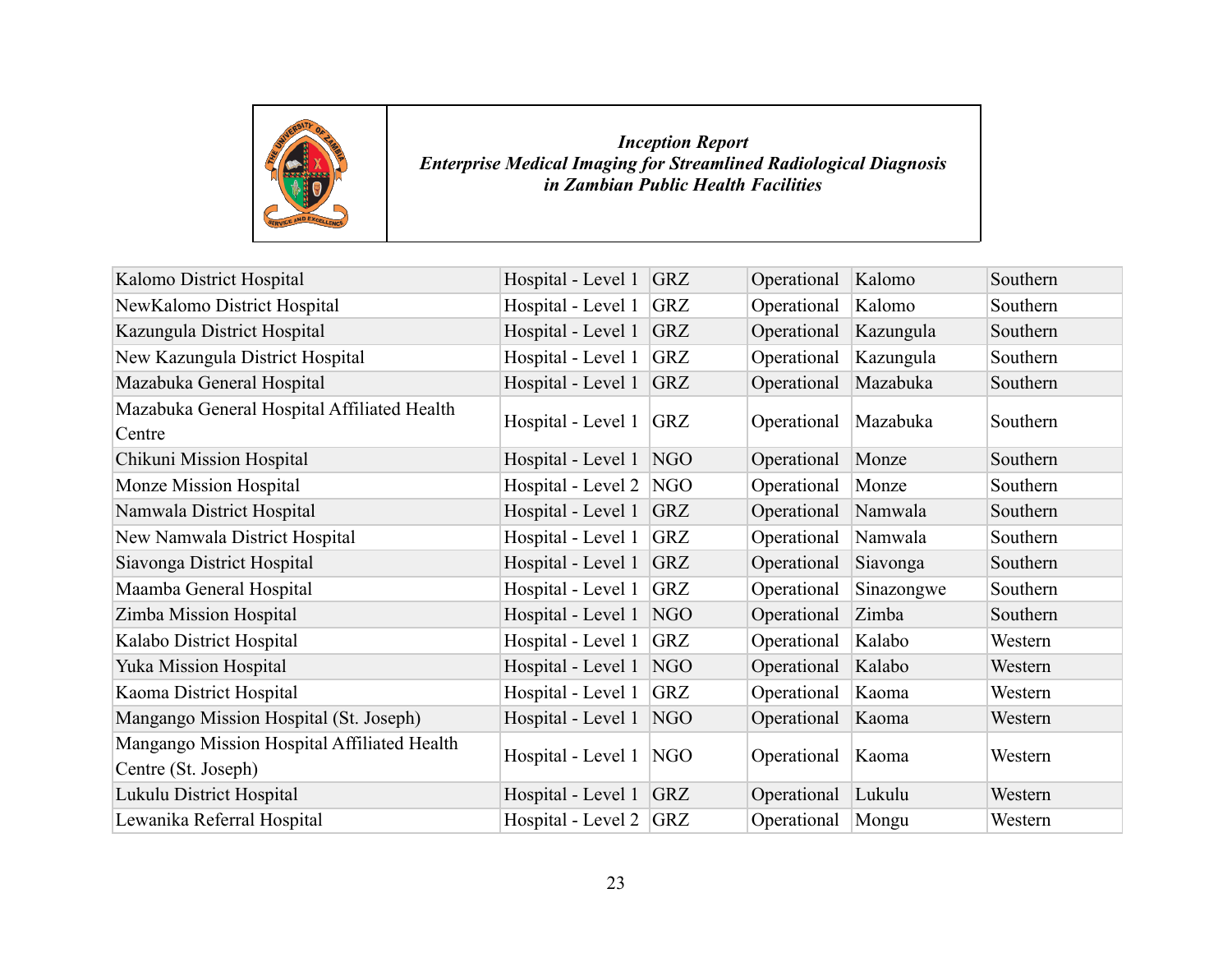| | | | | | |
|---|---|---|---|---|---|
| Kalomo District Hospital | Hospital - Level 1 | GRZ | Operational | Kalomo | Southern |
| NewKalomo District Hospital | Hospital - Level 1 | GRZ | Operational | Kalomo | Southern |
| Kazungula District Hospital | Hospital - Level 1 | GRZ | Operational | Kazungula | Southern |
| New Kazungula District Hospital | Hospital - Level 1 | GRZ | Operational | Kazungula | Southern |
| Mazabuka General Hospital | Hospital - Level 1 | GRZ | Operational | Mazabuka | Southern |
| Mazabuka General Hospital Affiliated Health Centre | Hospital - Level 1 | GRZ | Operational | Mazabuka | Southern |
| Chikuni Mission Hospital | Hospital - Level 1 | NGO | Operational | Monze | Southern |
| Monze Mission Hospital | Hospital - Level 2 | NGO | Operational | Monze | Southern |
| Namwala District Hospital | Hospital - Level 1 | GRZ | Operational | Namwala | Southern |
| New Namwala District Hospital | Hospital - Level 1 | GRZ | Operational | Namwala | Southern |
| Siavonga District Hospital | Hospital - Level 1 | GRZ | Operational | Siavonga | Southern |
| Maamba General Hospital | Hospital - Level 1 | GRZ | Operational | Sinazongwe | Southern |
| Zimba Mission Hospital | Hospital - Level 1 | NGO | Operational | Zimba | Southern |
| Kalabo District Hospital | Hospital - Level 1 | GRZ | Operational | Kalabo | Western |
| Yuka Mission Hospital | Hospital - Level 1 | NGO | Operational | Kalabo | Western |
| Kaoma District Hospital | Hospital - Level 1 | GRZ | Operational | Kaoma | Western |
| Mangango Mission Hospital (St. Joseph) | Hospital - Level 1 | NGO | Operational | Kaoma | Western |
| Mangango Mission Hospital Affiliated Health Centre (St. Joseph) | Hospital - Level 1 | NGO | Operational | Kaoma | Western |
| Lukulu District Hospital | Hospital - Level 1 | GRZ | Operational | Lukulu | Western |
| Lewanika Referral Hospital | Hospital - Level 2 | GRZ | Operational | Mongu | Western |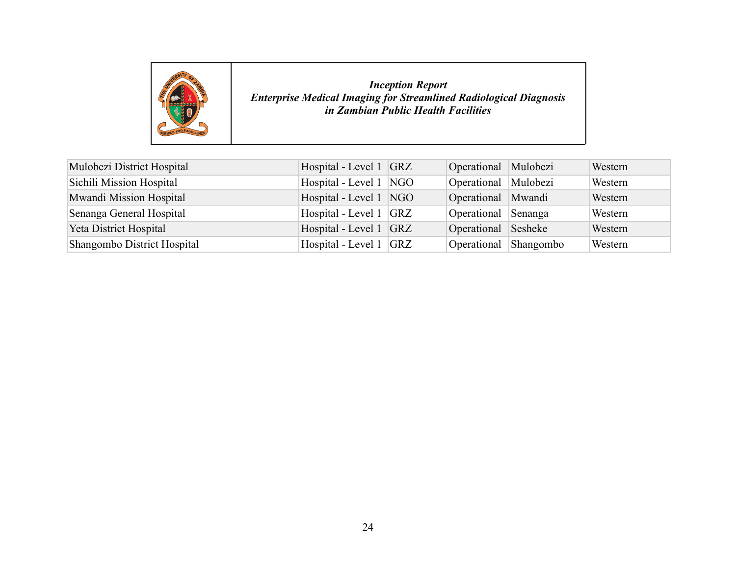| | | | | | |
|---|---|---|---|---|---|
| Mulobezi District Hospital | Hospital - Level 1 | GRZ | Operational | Mulobezi | Western |
| Sichili Mission Hospital | Hospital - Level 1 | NGO | Operational | Mulobezi | Western |
| Mwandi Mission Hospital | Hospital - Level 1 | NGO | Operational | Mwandi | Western |
| Senanga General Hospital | Hospital - Level 1 | GRZ | Operational | Senanga | Western |
| Yeta District Hospital | Hospital - Level 1 | GRZ | Operational | Sesheke | Western |
| Shangombo District Hospital | Hospital - Level 1 | GRZ | Operational | Shangombo | Western |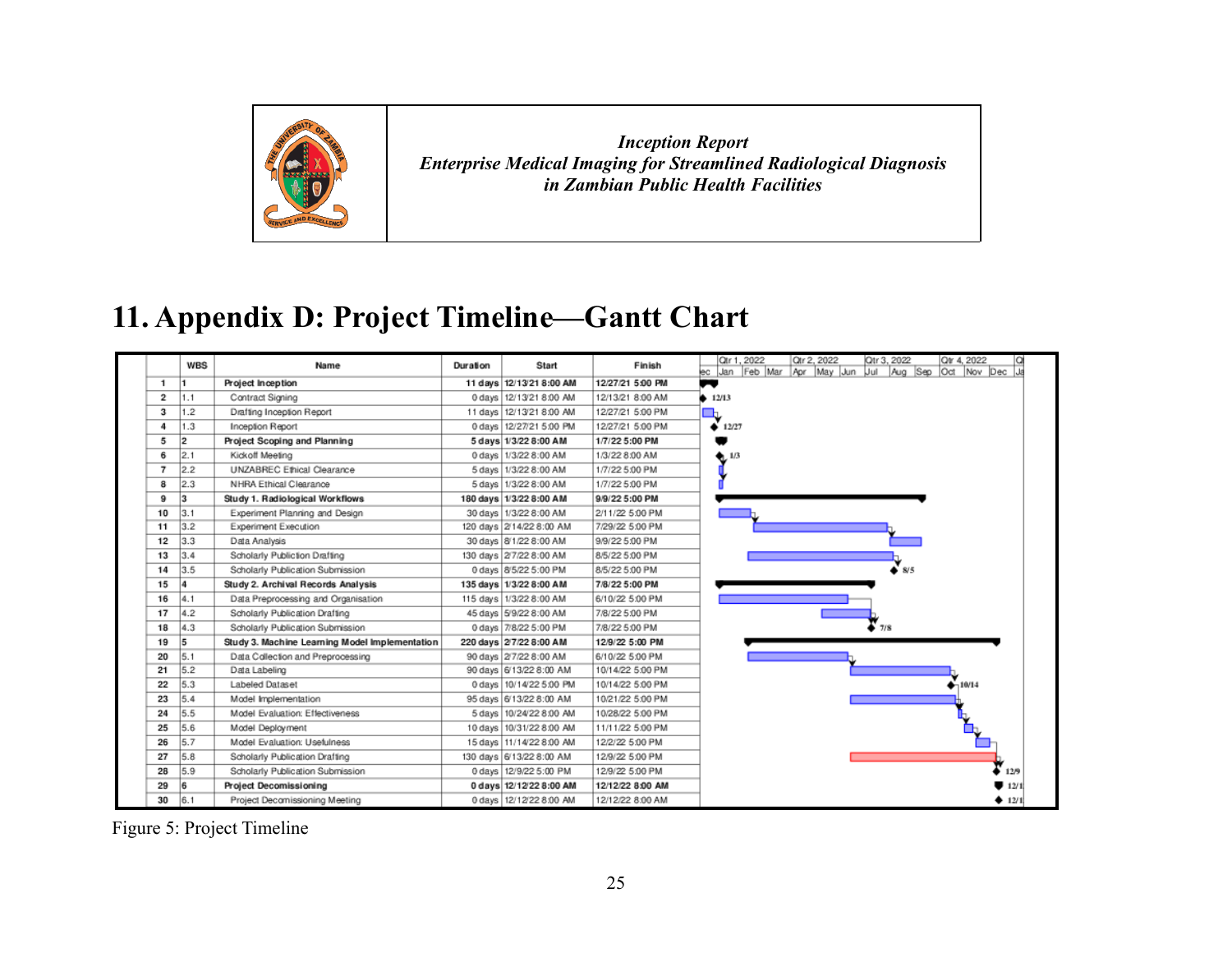## 11. Appendix D: Project Timeline—Gantt Chart

| | WBS | Name | Duration | Start | Finish |
|---|---|---|---|---|---|
| 1 | 1 | **Project Inception** | **11 days** | **12/13/21 8:00 AM** | **12/27/21 5:00 PM** |
| 2 | 1.1 | Contract Signing | 0 days | 12/13/21 8:00 AM | 12/13/21 8:00 AM |
| 3 | 1.2 | Drafting Inception Report | 11 days | 12/13/21 8:00 AM | 12/27/21 5:00 PM |
| 4 | 1.3 | Inception Report | 0 days | 12/27/21 5:00 PM | 12/27/21 5:00 PM |
| 5 | 2 | **Project Scoping and Planning** | **5 days** | **1/3/22 8:00 AM** | **1/7/22 5:00 PM** |
| 6 | 2.1 | Kickoff Meeting | 0 days | 1/3/22 8:00 AM | 1/3/22 8:00 AM |
| 7 | 2.2 | UNZABREC Ethical Clearance | 5 days | 1/3/22 8:00 AM | 1/7/22 5:00 PM |
| 8 | 2.3 | NHRA Ethical Clearance | 5 days | 1/3/22 8:00 AM | 1/7/22 5:00 PM |
| 9 | 3 | **Study 1. Radiological Workflows** | **180 days** | **1/3/22 8:00 AM** | **9/9/22 5:00 PM** |
| 10 | 3.1 | Experiment Planning and Design | 30 days | 1/3/22 8:00 AM | 2/11/22 5:00 PM |
| 11 | 3.2 | Experiment Execution | 120 days | 2/14/22 8:00 AM | 7/29/22 5:00 PM |
| 12 | 3.3 | Data Analysis | 30 days | 8/1/22 8:00 AM | 9/9/22 5:00 PM |
| 13 | 3.4 | Scholarly Publiction Drafting | 130 days | 2/7/22 8:00 AM | 8/5/22 5:00 PM |
| 14 | 3.5 | Scholarly Publication Submission | 0 days | 8/5/22 5:00 PM | 8/5/22 5:00 PM |
| 15 | 4 | **Study 2. Archival Records Analysis** | **135 days** | **1/3/22 8:00 AM** | **7/8/22 5:00 PM** |
| 16 | 4.1 | Data Preprocessing and Organisation | 115 days | 1/3/22 8:00 AM | 6/10/22 5:00 PM |
| 17 | 4.2 | Scholarly Publication Drafting | 45 days | 5/9/22 8:00 AM | 7/8/22 5:00 PM |
| 18 | 4.3 | Scholarly Publication Submission | 0 days | 7/8/22 5:00 PM | 7/8/22 5:00 PM |
| 19 | 5 | **Study 3. Machine Learning Model Implementation** | **220 days** | **2/7/22 8:00 AM** | **12/9/22 5:00 PM** |
| 20 | 5.1 | Data Collection and Preprocessing | 90 days | 2/7/22 8:00 AM | 6/10/22 5:00 PM |
| 21 | 5.2 | Data Labeling | 90 days | 6/13/22 8:00 AM | 10/14/22 5:00 PM |
| 22 | 5.3 | Labeled Dataset | 0 days | 10/14/22 5:00 PM | 10/14/22 5:00 PM |
| 23 | 5.4 | Model Implementation | 95 days | 6/13/22 8:00 AM | 10/21/22 5:00 PM |
| 24 | 5.5 | Model Evaluation: Effectiveness | 5 days | 10/24/22 8:00 AM | 10/28/22 5:00 PM |
| 25 | 5.6 | Model Deployment | 10 days | 10/31/22 8:00 AM | 11/11/22 5:00 PM |
| 26 | 5.7 | Model Evaluation: Usefulness | 15 days | 11/14/22 8:00 AM | 12/2/22 5:00 PM |
| 27 | 5.8 | Scholarly Publication Drafting | 130 days | 6/13/22 8:00 AM | 12/9/22 5:00 PM |
| 28 | 5.9 | Scholarly Publication Submission | 0 days | 12/9/22 5:00 PM | 12/9/22 5:00 PM |
| 29 | 6 | **Project Decomissioning** | **0 days** | **12/12/22 8:00 AM** | **12/12/22 8:00 AM** |
| 30 | 6.1 | Project Decomissioning Meeting | 0 days | 12/12/22 8:00 AM | 12/12/22 8:00 AM |

Figure 5: Project Timeline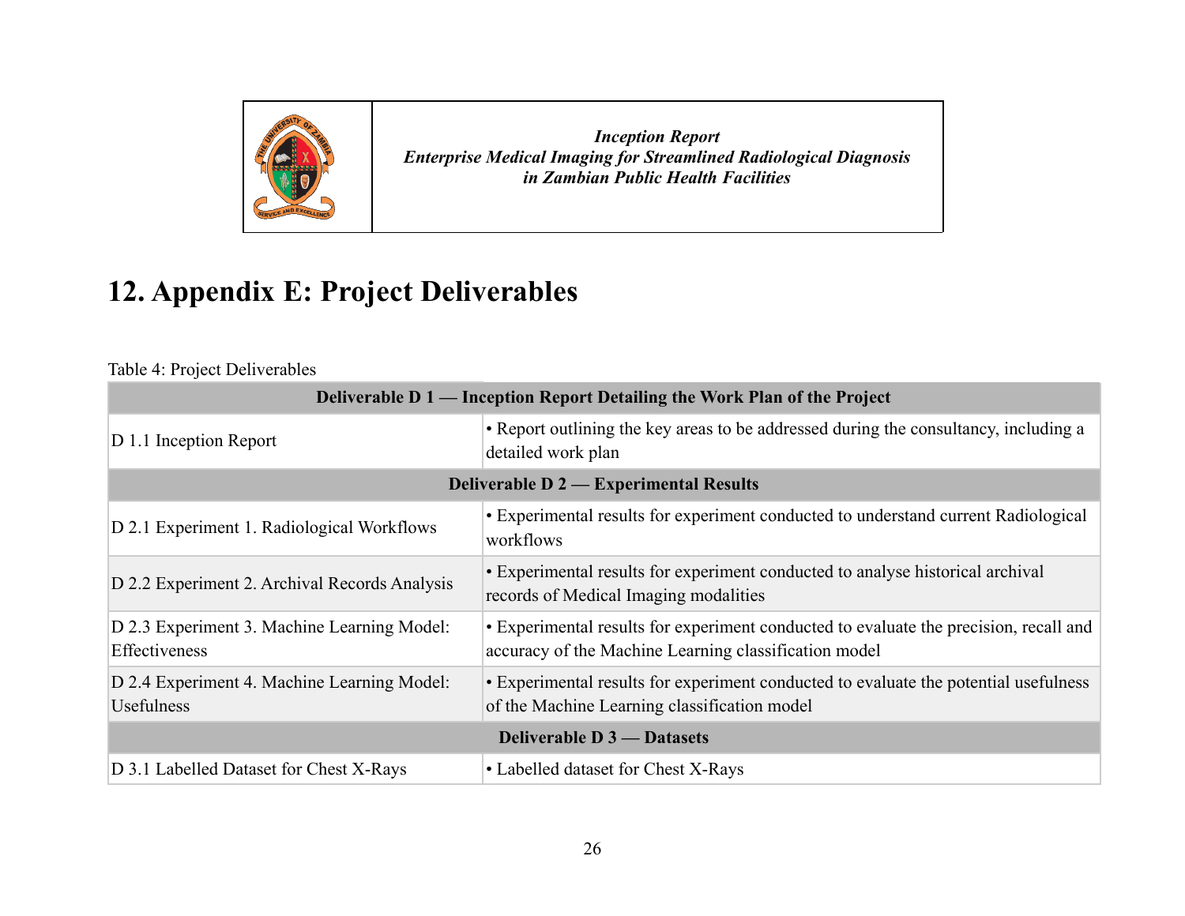# 12. Appendix E: Project Deliverables

Table 4: Project Deliverables

| Deliverable D 1 — Inception Report Detailing the Work Plan of the Project | |
|---|---|
| D 1.1 Inception Report | • Report outlining the key areas to be addressed during the consultancy, including a detailed work plan |
| **Deliverable D 2 — Experimental Results** | |
| D 2.1 Experiment 1. Radiological Workflows | • Experimental results for experiment conducted to understand current Radiological workflows |
| D 2.2 Experiment 2. Archival Records Analysis | • Experimental results for experiment conducted to analyse historical archival records of Medical Imaging modalities |
| D 2.3 Experiment 3. Machine Learning Model: Effectiveness | • Experimental results for experiment conducted to evaluate the precision, recall and accuracy of the Machine Learning classification model |
| D 2.4 Experiment 4. Machine Learning Model: Usefulness | • Experimental results for experiment conducted to evaluate the potential usefulness of the Machine Learning classification model |
| **Deliverable D 3 — Datasets** | |
| D 3.1 Labelled Dataset for Chest X-Rays | • Labelled dataset for Chest X-Rays |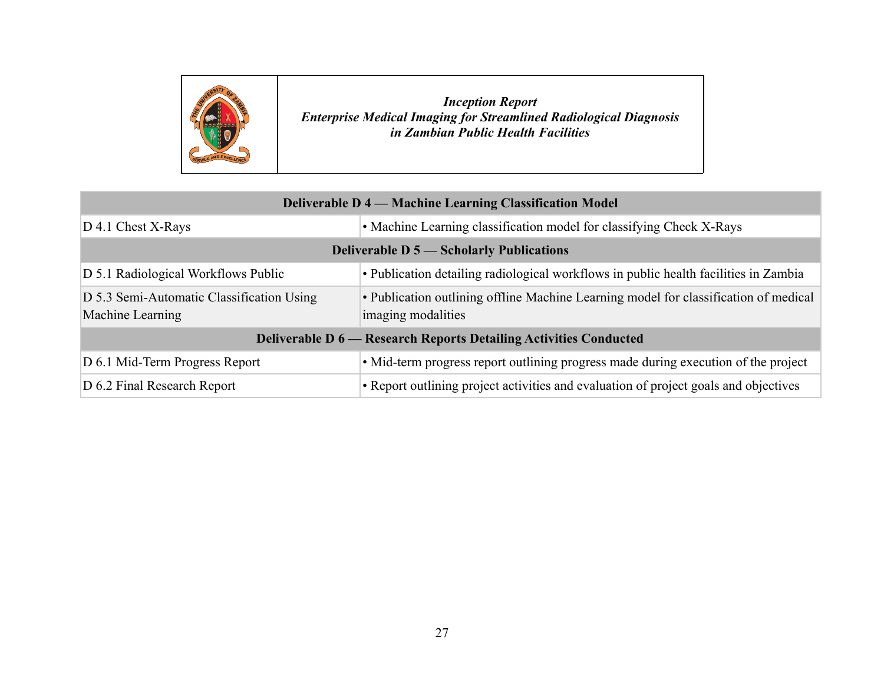| Deliverable D 4 — Machine Learning Classification Model | |
|---|---|
| D 4.1 Chest X-Rays | • Machine Learning classification model for classifying Check X-Rays |
| **Deliverable D 5 — Scholarly Publications** | |
| D 5.1 Radiological Workflows Public | • Publication detailing radiological workflows in public health facilities in Zambia |
| D 5.3 Semi-Automatic Classification Using Machine Learning | • Publication outlining offline Machine Learning model for classification of medical imaging modalities |
| **Deliverable D 6 — Research Reports Detailing Activities Conducted** | |
| D 6.1 Mid-Term Progress Report | • Mid-term progress report outlining progress made during execution of the project |
| D 6.2 Final Research Report | • Report outlining project activities and evaluation of project goals and objectives |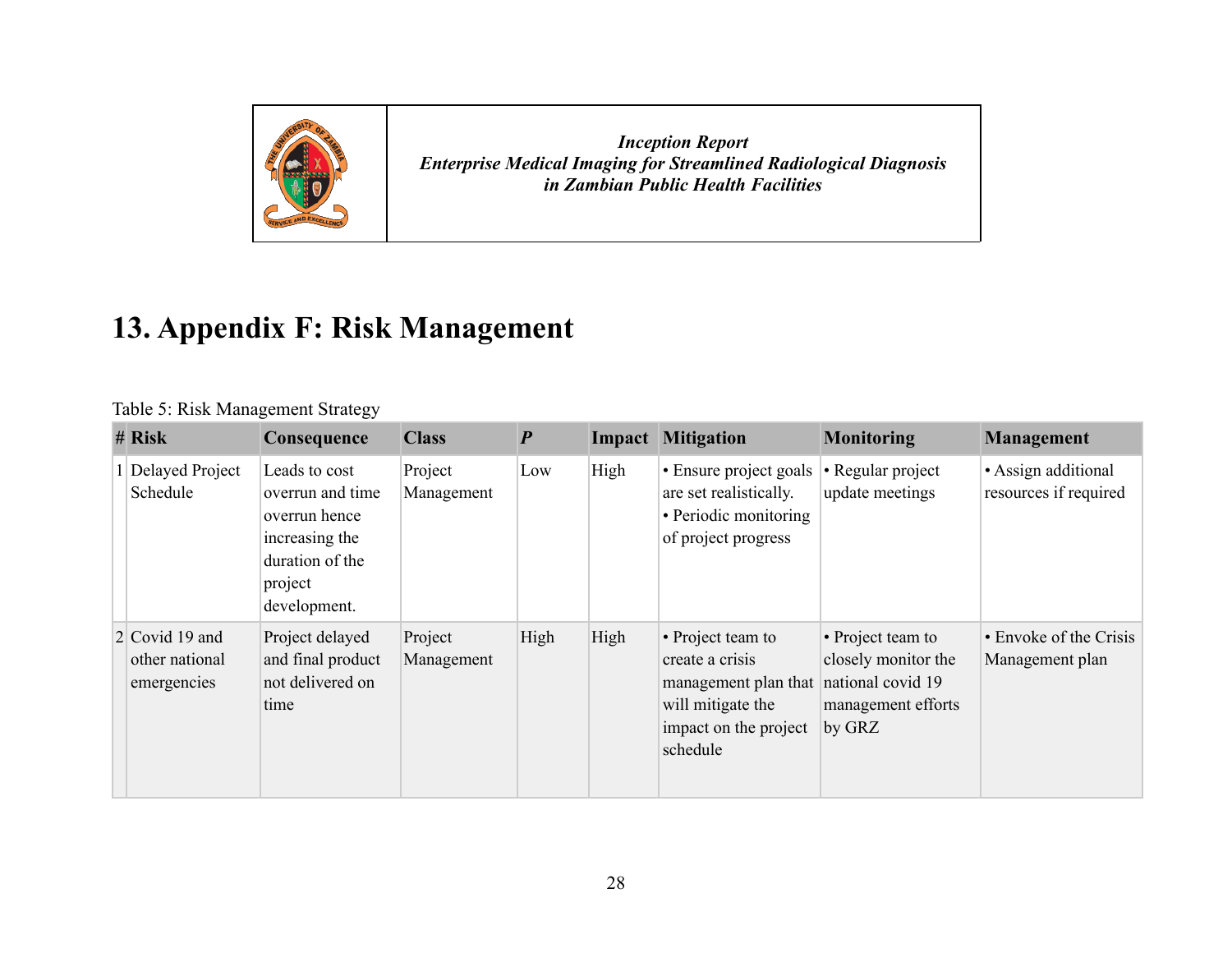# 13. Appendix F: Risk Management

Table 5: Risk Management Strategy

| # | Risk | Consequence | Class | *P* | Impact | Mitigation | Monitoring | Management |
|---|---|---|---|---|---|---|---|---|
| 1 | Delayed Project Schedule | Leads to cost overrun and time overrun hence increasing the duration of the project development. | Project Management | Low | High | • Ensure project goals are set realistically. • Periodic monitoring of project progress | • Regular project update meetings | • Assign additional resources if required |
| 2 | Covid 19 and other national emergencies | Project delayed and final product not delivered on time | Project Management | High | High | • Project team to create a crisis management plan that will mitigate the impact on the project schedule | • Project team to closely monitor the national covid 19 management efforts by GRZ | • Envoke of the Crisis Management plan |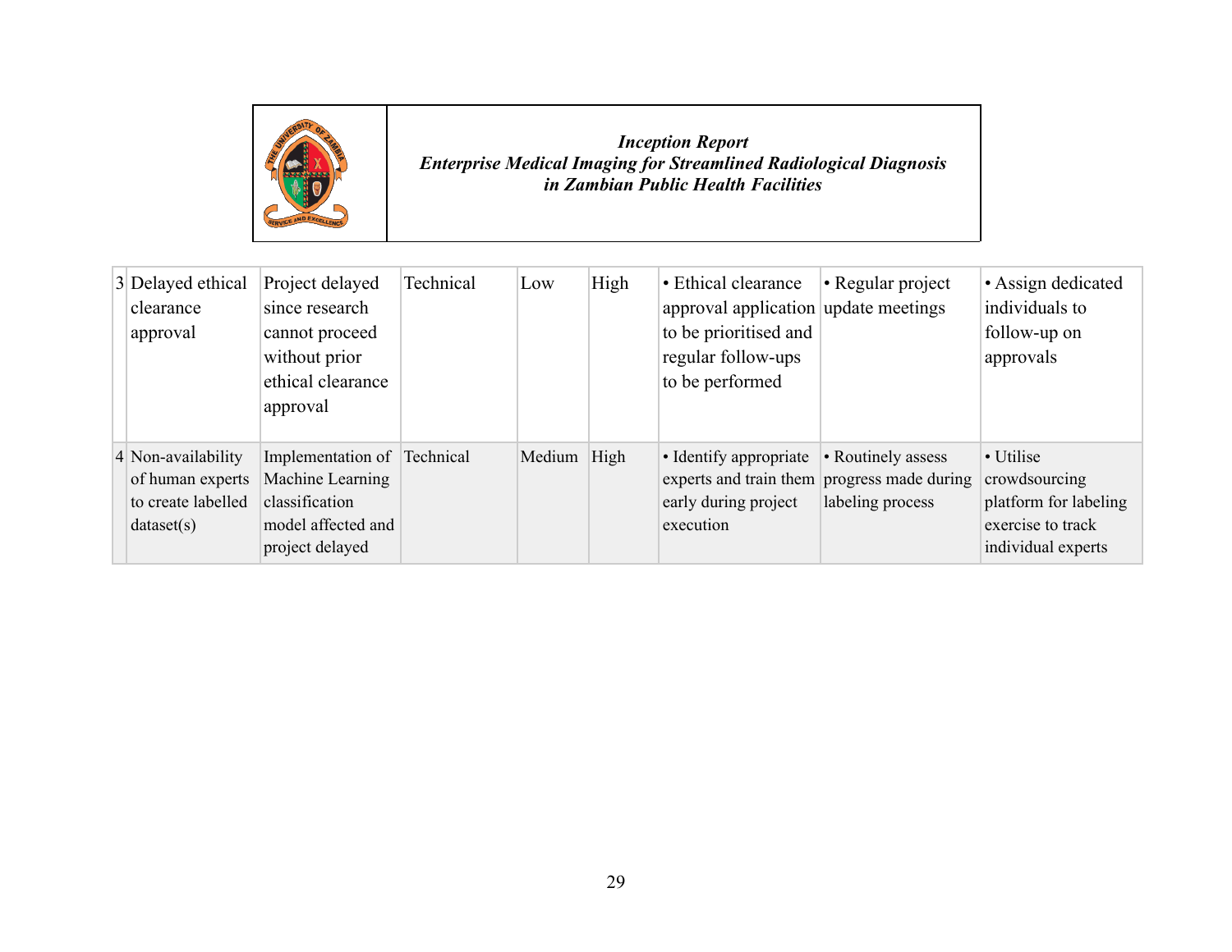| 3 | Delayed ethical clearance approval | Project delayed since research cannot proceed without prior ethical clearance approval | Technical | Low | High | • Ethical clearance approval application to be prioritised and regular follow-ups to be performed | • Regular project update meetings | • Assign dedicated individuals to follow-up on approvals |
|---|---|---|---|---|---|---|---|---|
| 4 | Non-availability of human experts to create labelled dataset(s) | Implementation of Machine Learning classification model affected and project delayed | Technical | Medium | High | • Identify appropriate experts and train them early during project execution | • Routinely assess progress made during labeling process | • Utilise crowdsourcing platform for labeling exercise to track individual experts |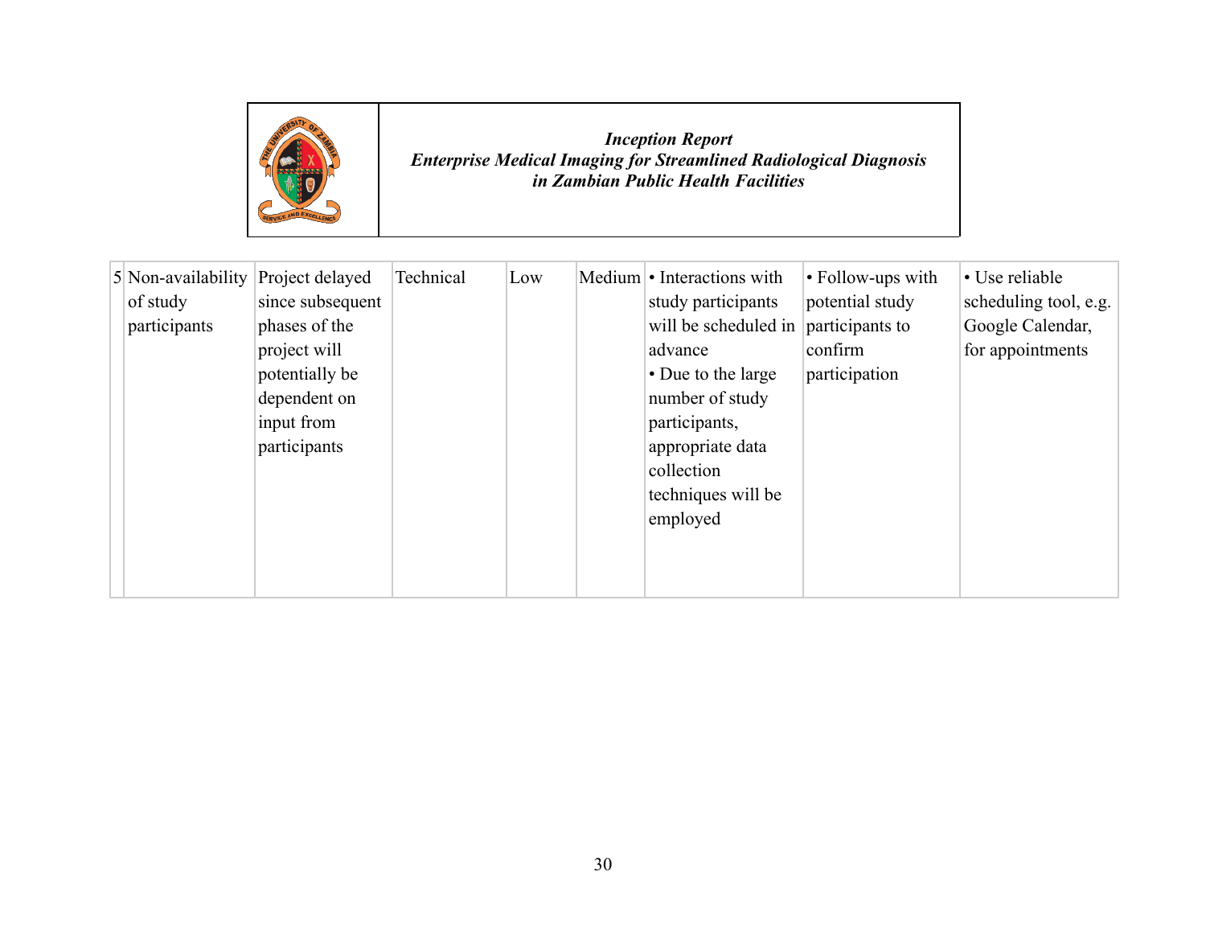| | | | | | | | | |
|---|---|---|---|---|---|---|---|---|
| 5 | Non-availability of study participants | Project delayed since subsequent phases of the project will potentially be dependent on input from participants | Technical | Low | Medium | • Interactions with study participants will be scheduled in advance<br>• Due to the large number of study participants, appropriate data collection techniques will be employed | • Follow-ups with potential study participants to confirm participation | • Use reliable scheduling tool, e.g. Google Calendar, for appointments |